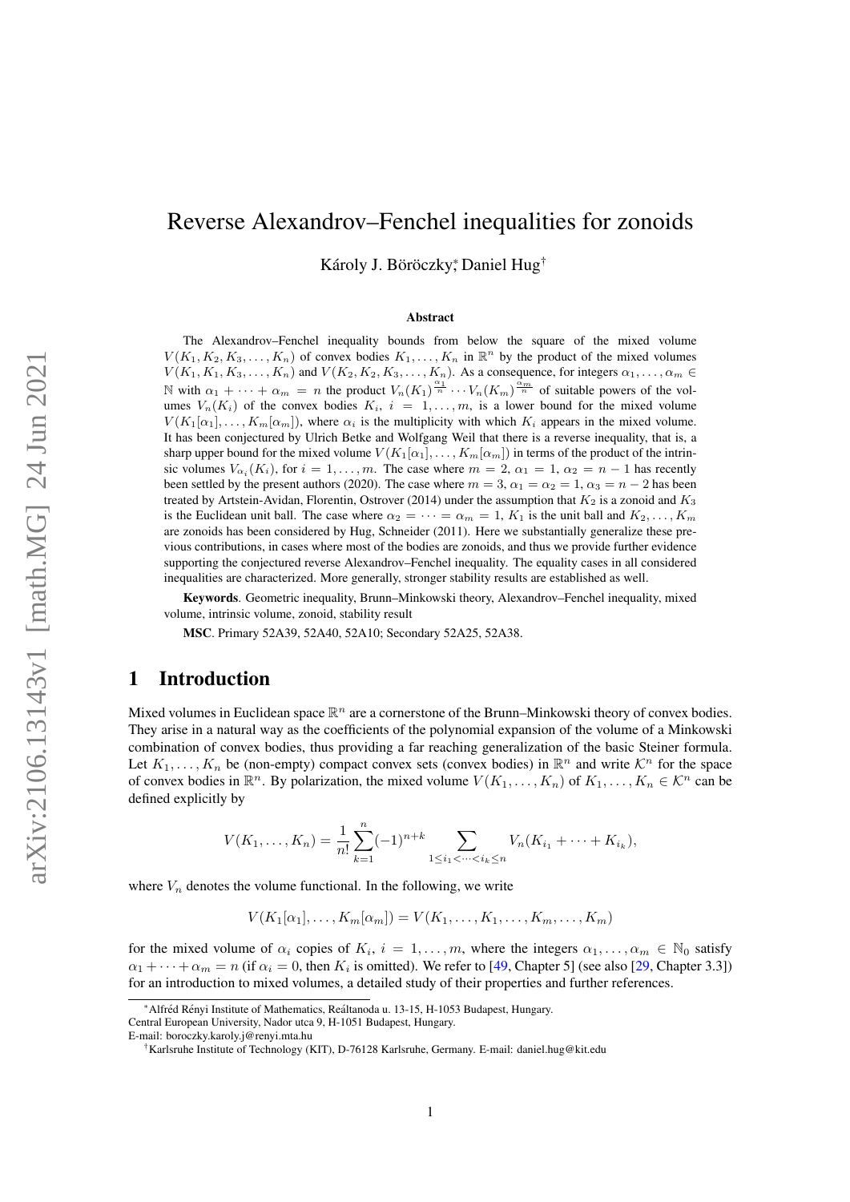# Reverse Alexandrov–Fenchel inequalities for zonoids

Károly J. Böröczky[*], Daniel Hug[†]

### Abstract

The Alexandrov–Fenchel inequality bounds from below the square of the mixed volume $V(K_1, K_2, K_3, \dots, K_n)$ of convex bodies $K_1, \dots, K_n$ in $\mathbb{R}^n$ by the product of the mixed volumes $V(K_1, K_1, K_3, \dots, K_n)$ and $V(K_2, K_2, K_3, \dots, K_n)$. As a consequence, for integers $\alpha_1, \dots, \alpha_m \in \mathbb{N}$ with $\alpha_1 + \dots + \alpha_m = n$ the product $V_n(K_1)^{\frac{\alpha_1}{n}} \cdots V_n(K_m)^{\frac{\alpha_m}{n}}$ of suitable powers of the volumes $V_n(K_i)$ of the convex bodies $K_i$, $i = 1, \dots, m$, is a lower bound for the mixed volume $V(K_1[\alpha_1], \dots, K_m[\alpha_m])$, where $\alpha_i$ is the multiplicity with which $K_i$ appears in the mixed volume. It has been conjectured by Ulrich Betke and Wolfgang Weil that there is a reverse inequality, that is, a sharp upper bound for the mixed volume $V(K_1[\alpha_1], \dots, K_m[\alpha_m])$ in terms of the product of the intrinsic volumes $V_{\alpha_i}(K_i)$, for $i = 1, \dots, m$. The case where $m = 2$, $\alpha_1 = 1$, $\alpha_2 = n-1$ has recently been settled by the present authors (2020). The case where $m = 3$, $\alpha_1 = \alpha_2 = 1$, $\alpha_3 = n-2$ has been treated by Artstein-Avidan, Florentin, Ostrover (2014) under the assumption that $K_2$ is a zonoid and $K_3$ is the Euclidean unit ball. The case where $\alpha_2 = \dots = \alpha_m = 1$, $K_1$ is the unit ball and $K_2, \dots, K_m$ are zonoids has been considered by Hug, Schneider (2011). Here we substantially generalize these previous contributions, in cases where most of the bodies are zonoids, and thus we provide further evidence supporting the conjectured reverse Alexandrov–Fenchel inequality. The equality cases in all considered inequalities are characterized. More generally, stronger stability results are established as well.

**Keywords**. Geometric inequality, Brunn–Minkowski theory, Alexandrov–Fenchel inequality, mixed volume, intrinsic volume, zonoid, stability result

**MSC**. Primary 52A39, 52A40, 52A10; Secondary 52A25, 52A38.

## 1 Introduction

Mixed volumes in Euclidean space $\mathbb{R}^n$ are a cornerstone of the Brunn–Minkowski theory of convex bodies. They arise in a natural way as the coefficients of the polynomial expansion of the volume of a Minkowski combination of convex bodies, thus providing a far reaching generalization of the basic Steiner formula. Let $K_1, \dots, K_n$ be (non-empty) compact convex sets (convex bodies) in $\mathbb{R}^n$ and write $\mathcal{K}^n$ for the space of convex bodies in $\mathbb{R}^n$. By polarization, the mixed volume $V(K_1, \dots, K_n)$ of $K_1, \dots, K_n \in \mathcal{K}^n$ can be defined explicitly by

$$V(K_1, \dots, K_n) = \frac{1}{n!} \sum_{k=1}^{n} (-1)^{n+k} \sum_{1 \le i_1 < \dots < i_k \le n} V_n(K_{i_1} + \dots + K_{i_k}),$$

where $V_n$ denotes the volume functional. In the following, we write

$$V(K_1[\alpha_1], \dots, K_m[\alpha_m]) = V(K_1, \dots, K_1, \dots, K_m, \dots, K_m)$$

for the mixed volume of $\alpha_i$ copies of $K_i$, $i = 1, \dots, m$, where the integers $\alpha_1, \dots, \alpha_m \in \mathbb{N}_0$ satisfy $\alpha_1 + \dots + \alpha_m = n$ (if $\alpha_i = 0$, then $K_i$ is omitted). We refer to [49, Chapter 5] (see also [29, Chapter 3.3]) for an introduction to mixed volumes, a detailed study of their properties and further references.

---

[*] Alfréd Rényi Institute of Mathematics, Reáltanoda u. 13-15, H-1053 Budapest, Hungary.
Central European University, Nador utca 9, H-1051 Budapest, Hungary.
E-mail: boroczky.karoly.j@renyi.mta.hu

[†] Karlsruhe Institute of Technology (KIT), D-76128 Karlsruhe, Germany. E-mail: daniel.hug@kit.edu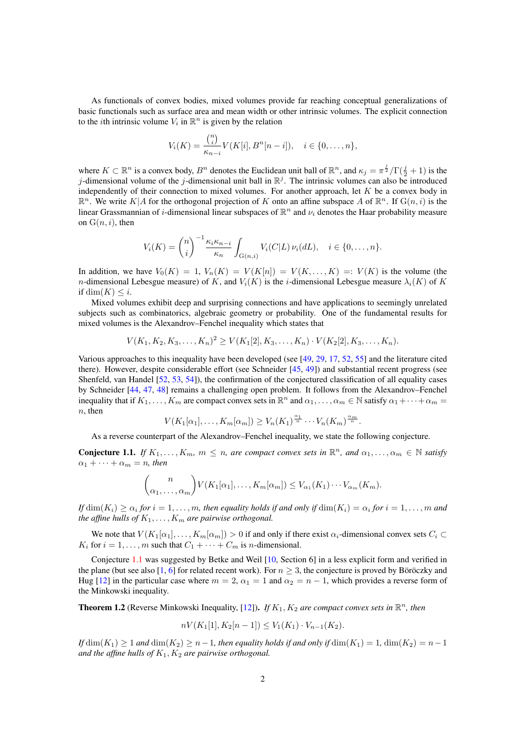As functionals of convex bodies, mixed volumes provide far reaching conceptual generalizations of basic functionals such as surface area and mean width or other intrinsic volumes. The explicit connection to the $i$th intrinsic volume $V_i$ in $\mathbb{R}^n$ is given by the relation

$$V_i(K) = \frac{\binom{n}{i}}{\kappa_{n-i}} V(K[i], B^n[n-i]), \quad i \in \{0, \dots, n\},$$

where $K \subset \mathbb{R}^n$ is a convex body, $B^n$ denotes the Euclidean unit ball of $\mathbb{R}^n$, and $\kappa_j = \pi^{\frac{j}{2}}/\Gamma(\frac{j}{2}+1)$ is the $j$-dimensional volume of the $j$-dimensional unit ball in $\mathbb{R}^j$. The intrinsic volumes can also be introduced independently of their connection to mixed volumes. For another approach, let $K$ be a convex body in $\mathbb{R}^n$. We write $K|A$ for the orthogonal projection of $K$ onto an affine subspace $A$ of $\mathbb{R}^n$. If $\mathrm{G}(n,i)$ is the linear Grassmannian of $i$-dimensional linear subspaces of $\mathbb{R}^n$ and $\nu_i$ denotes the Haar probability measure on $\mathrm{G}(n,i)$, then

$$V_i(K) = \binom{n}{i}^{-1} \frac{\kappa_i \kappa_{n-i}}{\kappa_n} \int_{\mathrm{G}(n,i)} V_i(C|L) \, \nu_i(dL), \quad i \in \{0, \dots, n\}.$$

In addition, we have $V_0(K) = 1$, $V_n(K) = V(K[n]) = V(K, \dots, K) =: V(K)$ is the volume (the $n$-dimensional Lebesgue measure) of $K$, and $V_i(K)$ is the $i$-dimensional Lebesgue measure $\lambda_i(K)$ of $K$ if $\dim(K) \le i$.

Mixed volumes exhibit deep and surprising connections and have applications to seemingly unrelated subjects such as combinatorics, algebraic geometry or probability. One of the fundamental results for mixed volumes is the Alexandrov–Fenchel inequality which states that

$$V(K_1, K_2, K_3, \dots, K_n)^2 \ge V(K_1[2], K_3, \dots, K_n) \cdot V(K_2[2], K_3, \dots, K_n).$$

Various approaches to this inequality have been developed (see [49, 29, 17, 52, 55] and the literature cited there). However, despite considerable effort (see Schneider [45, 49]) and substantial recent progress (see Shenfeld, van Handel [52, 53, 54]), the confirmation of the conjectured classification of all equality cases by Schneider [44, 47, 48] remains a challenging open problem. It follows from the Alexandrov–Fenchel inequality that if $K_1, \dots, K_m$ are compact convex sets in $\mathbb{R}^n$ and $\alpha_1, \dots, \alpha_m \in \mathbb{N}$ satisfy $\alpha_1 + \cdots + \alpha_m = n$, then

$$V(K_1[\alpha_1], \dots, K_m[\alpha_m]) \ge V_n(K_1)^{\frac{\alpha_1}{n}} \cdots V_n(K_m)^{\frac{\alpha_m}{n}}.$$

As a reverse counterpart of the Alexandrov–Fenchel inequality, we state the following conjecture.

**Conjecture 1.1.** *If $K_1, \dots, K_m$, $m \le n$, are compact convex sets in $\mathbb{R}^n$, and $\alpha_1, \dots, \alpha_m \in \mathbb{N}$ satisfy $\alpha_1 + \cdots + \alpha_m = n$, then*

$$\binom{n}{\alpha_1, \dots, \alpha_m} V(K_1[\alpha_1], \dots, K_m[\alpha_m]) \le V_{\alpha_1}(K_1) \cdots V_{\alpha_m}(K_m).$$

*If $\dim(K_i) \ge \alpha_i$ for $i = 1, \dots, m$, then equality holds if and only if $\dim(K_i) = \alpha_i$ for $i = 1, \dots, m$ and the affine hulls of $K_1, \dots, K_m$ are pairwise orthogonal.*

We note that $V(K_1[\alpha_1], \dots, K_m[\alpha_m]) > 0$ if and only if there exist $\alpha_i$-dimensional convex sets $C_i \subset K_i$ for $i = 1, \dots, m$ such that $C_1 + \cdots + C_m$ is $n$-dimensional.

Conjecture 1.1 was suggested by Betke and Weil [10, Section 6] in a less explicit form and verified in the plane (but see also [1, 6] for related recent work). For $n \ge 3$, the conjecture is proved by Böröczky and Hug [12] in the particular case where $m = 2$, $\alpha_1 = 1$ and $\alpha_2 = n-1$, which provides a reverse form of the Minkowski inequality.

**Theorem 1.2** (Reverse Minkowski Inequality, [12]). *If $K_1, K_2$ are compact convex sets in $\mathbb{R}^n$, then*

$$nV(K_1[1], K_2[n-1]) \le V_1(K_1) \cdot V_{n-1}(K_2).$$

*If $\dim(K_1) \ge 1$ and $\dim(K_2) \ge n-1$, then equality holds if and only if $\dim(K_1) = 1$, $\dim(K_2) = n-1$ and the affine hulls of $K_1, K_2$ are pairwise orthogonal.*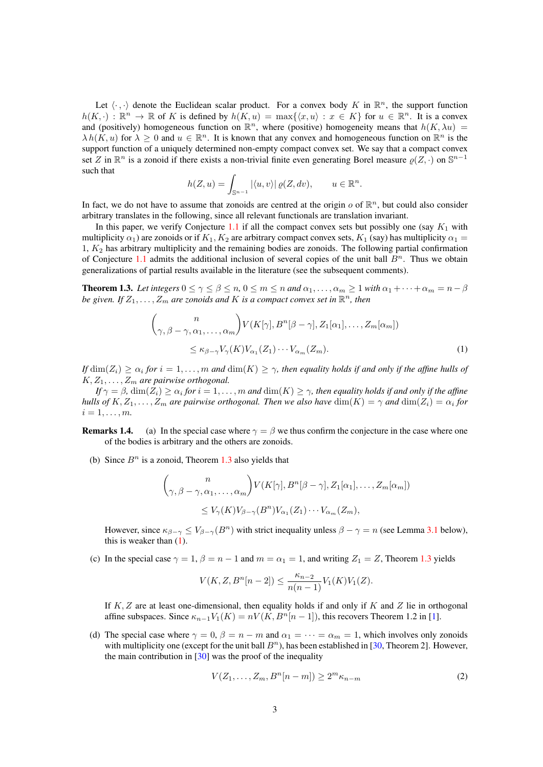Let $\langle\cdot\,,\cdot\rangle$ denote the Euclidean scalar product. For a convex body $K$ in $\mathbb{R}^n$, the support function $h(K,\cdot):\mathbb{R}^n\to\mathbb{R}$ of $K$ is defined by $h(K,u)=\max\{\langle x,u\rangle : x\in K\}$ for $u\in\mathbb{R}^n$. It is a convex and (positively) homogeneous function on $\mathbb{R}^n$, where (positive) homogeneity means that $h(K,\lambda u)=\lambda\, h(K,u)$ for $\lambda\geq 0$ and $u\in\mathbb{R}^n$. It is known that any convex and homogeneous function on $\mathbb{R}^n$ is the support function of a uniquely determined non-empty compact convex set. We say that a compact convex set $Z$ in $\mathbb{R}^n$ is a zonoid if there exists a non-trivial finite even generating Borel measure $\varrho(Z,\cdot)$ on $\mathbb{S}^{n-1}$ such that

$$h(Z,u)=\int_{\mathbb{S}^{n-1}}|\langle u,v\rangle|\,\varrho(Z,dv),\qquad u\in\mathbb{R}^n.$$

In fact, we do not have to assume that zonoids are centred at the origin $o$ of $\mathbb{R}^n$, but could also consider arbitrary translates in the following, since all relevant functionals are translation invariant.

In this paper, we verify Conjecture 1.1 if all the compact convex sets but possibly one (say $K_1$ with multiplicity $\alpha_1$) are zonoids or if $K_1, K_2$ are arbitrary compact convex sets, $K_1$ (say) has multiplicity $\alpha_1=1$, $K_2$ has arbitrary multiplicity and the remaining bodies are zonoids. The following partial confirmation of Conjecture 1.1 admits the additional inclusion of several copies of the unit ball $B^n$. Thus we obtain generalizations of partial results available in the literature (see the subsequent comments).

**Theorem 1.3.** *Let integers $0\leq\gamma\leq\beta\leq n$, $0\leq m\leq n$ and $\alpha_1,\ldots,\alpha_m\geq 1$ with $\alpha_1+\cdots+\alpha_m=n-\beta$ be given. If $Z_1,\ldots,Z_m$ are zonoids and $K$ is a compact convex set in $\mathbb{R}^n$, then*

$$\binom{n}{\gamma,\beta-\gamma,\alpha_1,\ldots,\alpha_m}V(K[\gamma],B^n[\beta-\gamma],Z_1[\alpha_1],\ldots,Z_m[\alpha_m])$$
$$\leq\kappa_{\beta-\gamma}V_\gamma(K)V_{\alpha_1}(Z_1)\cdots V_{\alpha_m}(Z_m).\tag{1}$$

*If $\dim(Z_i)\geq\alpha_i$ for $i=1,\ldots,m$ and $\dim(K)\geq\gamma$, then equality holds if and only if the affine hulls of $K,Z_1,\ldots,Z_m$ are pairwise orthogonal.*

*If $\gamma=\beta$, $\dim(Z_i)\geq\alpha_i$ for $i=1,\ldots,m$ and $\dim(K)\geq\gamma$, then equality holds if and only if the affine hulls of $K,Z_1,\ldots,Z_m$ are pairwise orthogonal. Then we also have $\dim(K)=\gamma$ and $\dim(Z_i)=\alpha_i$ for $i=1,\ldots,m$.*

**Remarks 1.4.** (a) In the special case where $\gamma=\beta$ we thus confirm the conjecture in the case where one of the bodies is arbitrary and the others are zonoids.

(b) Since $B^n$ is a zonoid, Theorem 1.3 also yields that

$$\binom{n}{\gamma,\beta-\gamma,\alpha_1,\ldots,\alpha_m}V(K[\gamma],B^n[\beta-\gamma],Z_1[\alpha_1],\ldots,Z_m[\alpha_m])$$
$$\leq V_\gamma(K)V_{\beta-\gamma}(B^n)V_{\alpha_1}(Z_1)\cdots V_{\alpha_m}(Z_m),$$

However, since $\kappa_{\beta-\gamma}\leq V_{\beta-\gamma}(B^n)$ with strict inequality unless $\beta-\gamma=n$ (see Lemma 3.1 below), this is weaker than (1).

(c) In the special case $\gamma=1$, $\beta=n-1$ and $m=\alpha_1=1$, and writing $Z_1=Z$, Theorem 1.3 yields

$$V(K,Z,B^n[n-2])\leq\frac{\kappa_{n-2}}{n(n-1)}V_1(K)V_1(Z).$$

If $K,Z$ are at least one-dimensional, then equality holds if and only if $K$ and $Z$ lie in orthogonal affine subspaces. Since $\kappa_{n-1}V_1(K)=nV(K,B^n[n-1])$, this recovers Theorem 1.2 in [1].

(d) The special case where $\gamma=0$, $\beta=n-m$ and $\alpha_1=\cdots=\alpha_m=1$, which involves only zonoids with multiplicity one (except for the unit ball $B^n$), has been established in [30, Theorem 2]. However, the main contribution in [30] was the proof of the inequality

$$V(Z_1,\ldots,Z_m,B^n[n-m])\geq 2^m\kappa_{n-m}\tag{2}$$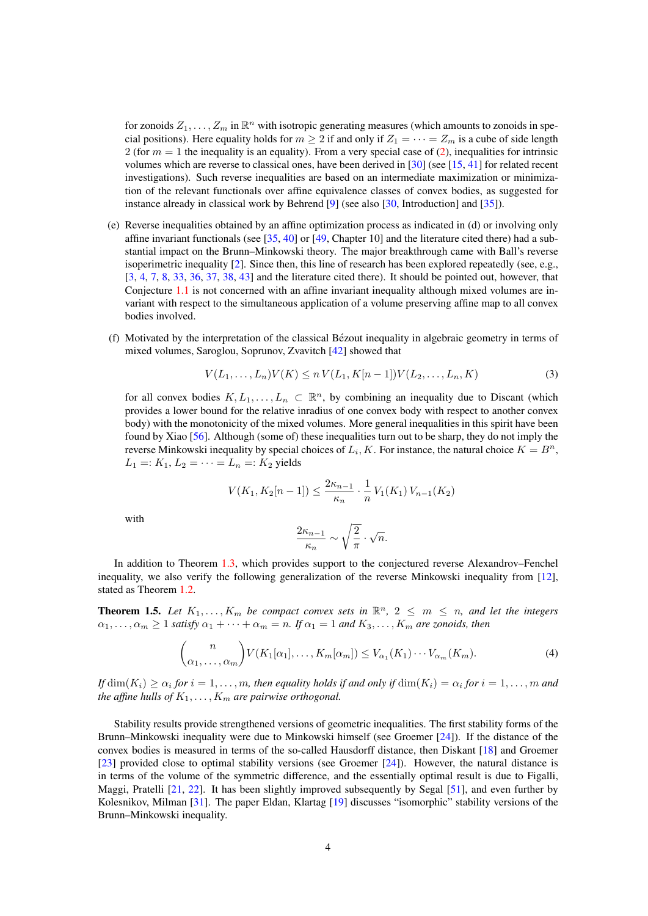for zonoids $Z_1, \dots, Z_m$ in $\mathbb{R}^n$ with isotropic generating measures (which amounts to zonoids in special positions). Here equality holds for $m \geq 2$ if and only if $Z_1 = \cdots = Z_m$ is a cube of side length 2 (for $m = 1$ the inequality is an equality). From a very special case of (2), inequalities for intrinsic volumes which are reverse to classical ones, have been derived in [30] (see [15, 41] for related recent investigations). Such reverse inequalities are based on an intermediate maximization or minimization of the relevant functionals over affine equivalence classes of convex bodies, as suggested for instance already in classical work by Behrend [9] (see also [30, Introduction] and [35]).

(e) Reverse inequalities obtained by an affine optimization process as indicated in (d) or involving only affine invariant functionals (see [35, 40] or [49, Chapter 10] and the literature cited there) had a substantial impact on the Brunn–Minkowski theory. The major breakthrough came with Ball's reverse isoperimetric inequality [2]. Since then, this line of research has been explored repeatedly (see, e.g., [3, 4, 7, 8, 33, 36, 37, 38, 43] and the literature cited there). It should be pointed out, however, that Conjecture 1.1 is not concerned with an affine invariant inequality although mixed volumes are invariant with respect to the simultaneous application of a volume preserving affine map to all convex bodies involved.

(f) Motivated by the interpretation of the classical Bézout inequality in algebraic geometry in terms of mixed volumes, Saroglou, Soprunov, Zvavitch [42] showed that

$$V(L_1, \dots, L_n)V(K) \leq n\, V(L_1, K[n-1])V(L_2, \dots, L_n, K) \tag{3}$$

for all convex bodies $K, L_1, \dots, L_n \subset \mathbb{R}^n$, by combining an inequality due to Discant (which provides a lower bound for the relative inradius of one convex body with respect to another convex body) with the monotonicity of the mixed volumes. More general inequalities in this spirit have been found by Xiao [56]. Although (some of) these inequalities turn out to be sharp, they do not imply the reverse Minkowski inequality by special choices of $L_i, K$. For instance, the natural choice $K = B^n$, $L_1 =: K_1$, $L_2 = \cdots = L_n =: K_2$ yields

$$V(K_1, K_2[n-1]) \leq \frac{2\kappa_{n-1}}{\kappa_n} \cdot \frac{1}{n}\, V_1(K_1)\, V_{n-1}(K_2)$$

with

$$\frac{2\kappa_{n-1}}{\kappa_n} \sim \sqrt{\frac{2}{\pi}} \cdot \sqrt{n}.$$

In addition to Theorem 1.3, which provides support to the conjectured reverse Alexandrov–Fenchel inequality, we also verify the following generalization of the reverse Minkowski inequality from [12], stated as Theorem 1.2.

**Theorem 1.5.** *Let $K_1, \dots, K_m$ be compact convex sets in $\mathbb{R}^n$, $2 \leq m \leq n$, and let the integers $\alpha_1, \dots, \alpha_m \geq 1$ satisfy $\alpha_1 + \cdots + \alpha_m = n$. If $\alpha_1 = 1$ and $K_3, \dots, K_m$ are zonoids, then*

$$\binom{n}{\alpha_1, \dots, \alpha_m} V(K_1[\alpha_1], \dots, K_m[\alpha_m]) \leq V_{\alpha_1}(K_1) \cdots V_{\alpha_m}(K_m). \tag{4}$$

*If $\dim(K_i) \geq \alpha_i$ for $i = 1, \dots, m$, then equality holds if and only if $\dim(K_i) = \alpha_i$ for $i = 1, \dots, m$ and the affine hulls of $K_1, \dots, K_m$ are pairwise orthogonal.*

Stability results provide strengthened versions of geometric inequalities. The first stability forms of the Brunn–Minkowski inequality were due to Minkowski himself (see Groemer [24]). If the distance of the convex bodies is measured in terms of the so-called Hausdorff distance, then Diskant [18] and Groemer [23] provided close to optimal stability versions (see Groemer [24]). However, the natural distance is in terms of the volume of the symmetric difference, and the essentially optimal result is due to Figalli, Maggi, Pratelli [21, 22]. It has been slightly improved subsequently by Segal [51], and even further by Kolesnikov, Milman [31]. The paper Eldan, Klartag [19] discusses "isomorphic" stability versions of the Brunn–Minkowski inequality.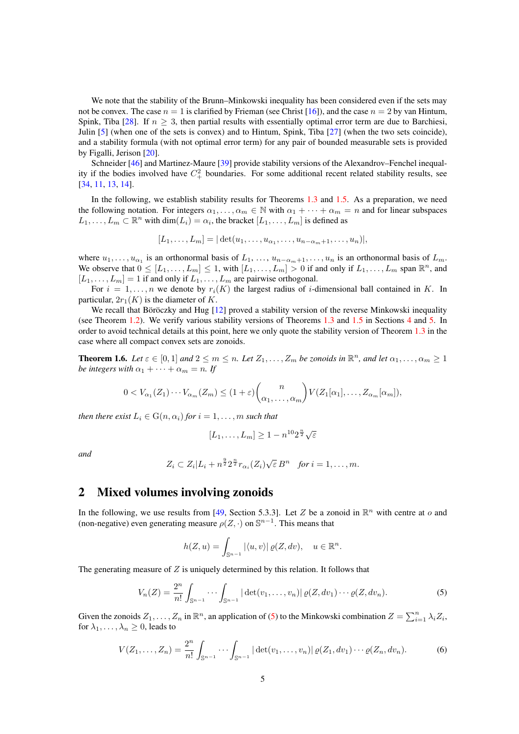We note that the stability of the Brunn–Minkowski inequality has been considered even if the sets may not be convex. The case $n = 1$ is clarified by Frieman (see Christ [16]), and the case $n = 2$ by van Hintum, Spink, Tiba [28]. If $n \geq 3$, then partial results with essentially optimal error term are due to Barchiesi, Julin [5] (when one of the sets is convex) and to Hintum, Spink, Tiba [27] (when the two sets coincide), and a stability formula (with not optimal error term) for any pair of bounded measurable sets is provided by Figalli, Jerison [20].

Schneider [46] and Martinez-Maure [39] provide stability versions of the Alexandrov–Fenchel inequality if the bodies involved have $C^2_+$ boundaries. For some additional recent related stability results, see [34, 11, 13, 14].

In the following, we establish stability results for Theorems 1.3 and 1.5. As a preparation, we need the following notation. For integers $\alpha_1, \ldots, \alpha_m \in \mathbb{N}$ with $\alpha_1 + \cdots + \alpha_m = n$ and for linear subspaces $L_1, \ldots, L_m \subset \mathbb{R}^n$ with $\dim(L_i) = \alpha_i$, the bracket $[L_1, \ldots, L_m]$ is defined as

$$[L_1, \ldots, L_m] = |\det(u_1, \ldots, u_{\alpha_1}, \ldots, u_{n-\alpha_m+1}, \ldots, u_n)|,$$

where $u_1, \ldots, u_{\alpha_1}$ is an orthonormal basis of $L_1$, $\ldots$, $u_{n-\alpha_m+1}, \ldots, u_n$ is an orthonormal basis of $L_m$. We observe that $0 \leq [L_1, \ldots, L_m] \leq 1$, with $[L_1, \ldots, L_m] > 0$ if and only if $L_1, \ldots, L_m$ span $\mathbb{R}^n$, and $[L_1, \ldots, L_m] = 1$ if and only if $L_1, \ldots, L_m$ are pairwise orthogonal.

For $i = 1, \ldots, n$ we denote by $r_i(K)$ the largest radius of $i$-dimensional ball contained in $K$. In particular, $2r_1(K)$ is the diameter of $K$.

We recall that Böröczky and Hug [12] proved a stability version of the reverse Minkowski inequality (see Theorem 1.2). We verify various stability versions of Theorems 1.3 and 1.5 in Sections 4 and 5. In order to avoid technical details at this point, here we only quote the stability version of Theorem 1.3 in the case where all compact convex sets are zonoids.

**Theorem 1.6.** *Let $\varepsilon \in [0, 1]$ and $2 \leq m \leq n$. Let $Z_1, \ldots, Z_m$ be zonoids in $\mathbb{R}^n$, and let $\alpha_1, \ldots, \alpha_m \geq 1$ be integers with $\alpha_1 + \cdots + \alpha_m = n$. If*

$$0 < V_{\alpha_1}(Z_1) \cdots V_{\alpha_m}(Z_m) \leq (1 + \varepsilon) \binom{n}{\alpha_1, \ldots, \alpha_m} V(Z_1[\alpha_1], \ldots, Z_{\alpha_m}[\alpha_m]),$$

*then there exist $L_i \in \mathrm{G}(n, \alpha_i)$ for $i = 1, \ldots, m$ such that*

$$[L_1, \ldots, L_m] \geq 1 - n^{10} 2^{\frac{n}{2}} \sqrt{\varepsilon}$$

*and*

$$Z_i \subset Z_i|L_i + n^{\frac{9}{2}} 2^{\frac{n}{2}} r_{\alpha_i}(Z_i) \sqrt{\varepsilon}\, B^n \quad \text{for } i = 1, \ldots, m.$$

## 2 Mixed volumes involving zonoids

In the following, we use results from [49, Section 5.3.3]. Let $Z$ be a zonoid in $\mathbb{R}^n$ with centre at $o$ and (non-negative) even generating measure $\rho(Z, \cdot)$ on $\mathbb{S}^{n-1}$. This means that

$$h(Z, u) = \int_{\mathbb{S}^{n-1}} |\langle u, v \rangle| \, \varrho(Z, dv), \quad u \in \mathbb{R}^n.$$

The generating measure of $Z$ is uniquely determined by this relation. It follows that

$$V_n(Z) = \frac{2^n}{n!} \int_{\mathbb{S}^{n-1}} \cdots \int_{\mathbb{S}^{n-1}} |\det(v_1, \ldots, v_n)| \, \varrho(Z, dv_1) \cdots \varrho(Z, dv_n). \tag{5}$$

Given the zonoids $Z_1, \ldots, Z_n$ in $\mathbb{R}^n$, an application of (5) to the Minkowski combination $Z = \sum_{i=1}^n \lambda_i Z_i$, for $\lambda_1, \ldots, \lambda_n \geq 0$, leads to

$$V(Z_1, \ldots, Z_n) = \frac{2^n}{n!} \int_{\mathbb{S}^{n-1}} \cdots \int_{\mathbb{S}^{n-1}} |\det(v_1, \ldots, v_n)| \, \varrho(Z_1, dv_1) \cdots \varrho(Z_n, dv_n). \tag{6}$$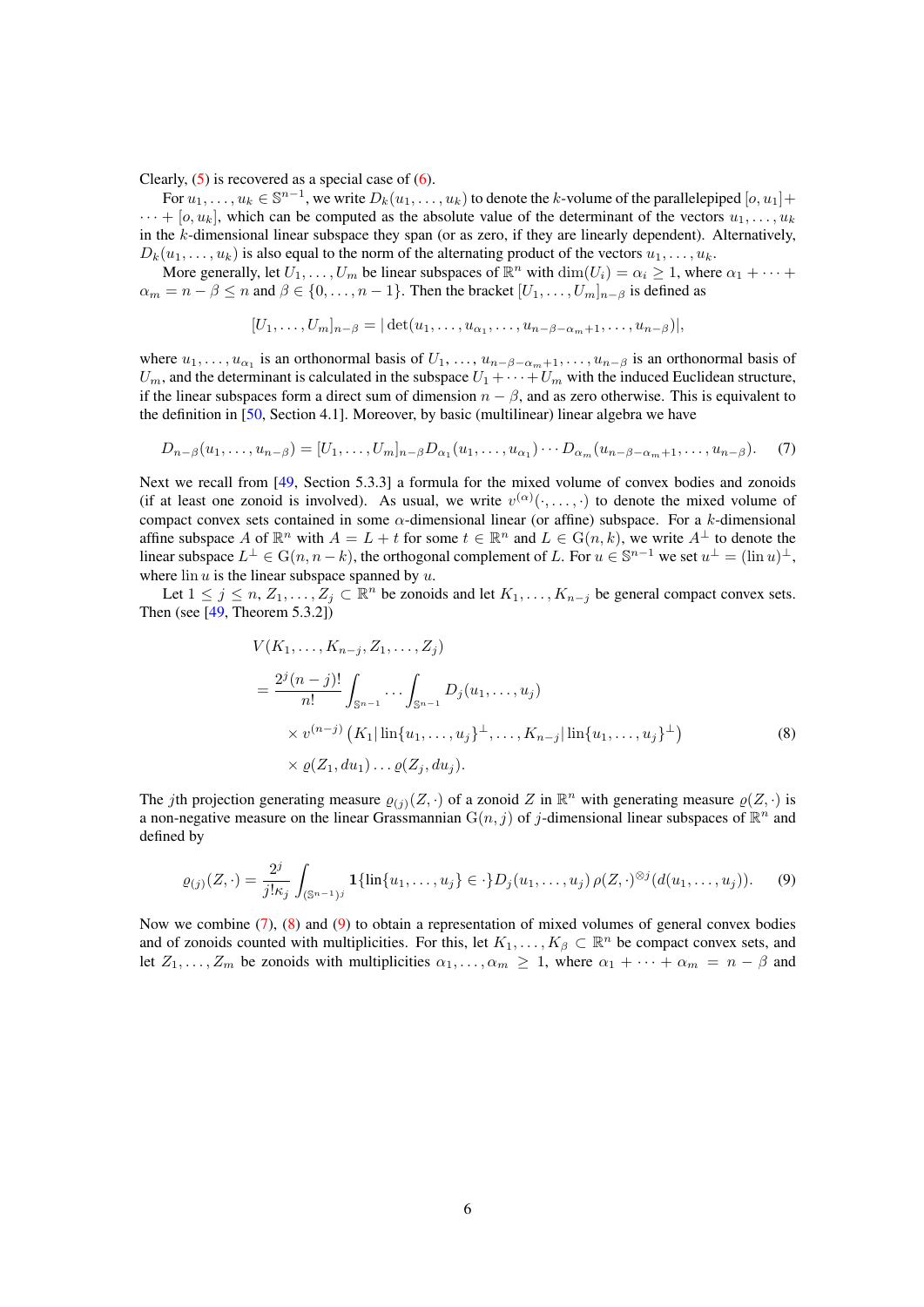Clearly, (5) is recovered as a special case of (6).

For $u_1, \dots, u_k \in \mathbb{S}^{n-1}$, we write $D_k(u_1, \dots, u_k)$ to denote the $k$-volume of the parallelepiped $[o, u_1] + \cdots + [o, u_k]$, which can be computed as the absolute value of the determinant of the vectors $u_1, \dots, u_k$ in the $k$-dimensional linear subspace they span (or as zero, if they are linearly dependent). Alternatively, $D_k(u_1, \dots, u_k)$ is also equal to the norm of the alternating product of the vectors $u_1, \dots, u_k$.

More generally, let $U_1, \dots, U_m$ be linear subspaces of $\mathbb{R}^n$ with $\dim(U_i) = \alpha_i \geq 1$, where $\alpha_1 + \cdots + \alpha_m = n - \beta \leq n$ and $\beta \in \{0, \dots, n-1\}$. Then the bracket $[U_1, \dots, U_m]_{n-\beta}$ is defined as

$$[U_1, \dots, U_m]_{n-\beta} = |\det(u_1, \dots, u_{\alpha_1}, \dots, u_{n-\beta-\alpha_m+1}, \dots, u_{n-\beta})|,$$

where $u_1, \dots, u_{\alpha_1}$ is an orthonormal basis of $U_1$, ..., $u_{n-\beta-\alpha_m+1}, \dots, u_{n-\beta}$ is an orthonormal basis of $U_m$, and the determinant is calculated in the subspace $U_1 + \cdots + U_m$ with the induced Euclidean structure, if the linear subspaces form a direct sum of dimension $n - \beta$, and as zero otherwise. This is equivalent to the definition in [50, Section 4.1]. Moreover, by basic (multilinear) linear algebra we have

$$D_{n-\beta}(u_1, \dots, u_{n-\beta}) = [U_1, \dots, U_m]_{n-\beta} D_{\alpha_1}(u_1, \dots, u_{\alpha_1}) \cdots D_{\alpha_m}(u_{n-\beta-\alpha_m+1}, \dots, u_{n-\beta}). \tag{7}$$

Next we recall from [49, Section 5.3.3] a formula for the mixed volume of convex bodies and zonoids (if at least one zonoid is involved). As usual, we write $v^{(\alpha)}(\cdot, \dots, \cdot)$ to denote the mixed volume of compact convex sets contained in some $\alpha$-dimensional linear (or affine) subspace. For a $k$-dimensional affine subspace $A$ of $\mathbb{R}^n$ with $A = L + t$ for some $t \in \mathbb{R}^n$ and $L \in \mathrm{G}(n, k)$, we write $A^\perp$ to denote the linear subspace $L^\perp \in \mathrm{G}(n, n-k)$, the orthogonal complement of $L$. For $u \in \mathbb{S}^{n-1}$ we set $u^\perp = (\mathrm{lin}\, u)^\perp$, where $\mathrm{lin}\, u$ is the linear subspace spanned by $u$.

Let $1 \leq j \leq n$, $Z_1, \dots, Z_j \subset \mathbb{R}^n$ be zonoids and let $K_1, \dots, K_{n-j}$ be general compact convex sets. Then (see [49, Theorem 5.3.2])

$$\begin{aligned}
&V(K_1, \dots, K_{n-j}, Z_1, \dots, Z_j) \\
&= \frac{2^j (n-j)!}{n!} \int_{\mathbb{S}^{n-1}} \cdots \int_{\mathbb{S}^{n-1}} D_j(u_1, \dots, u_j) \\
&\quad \times v^{(n-j)}\left(K_1 | \mathrm{lin}\{u_1, \dots, u_j\}^\perp, \dots, K_{n-j} | \mathrm{lin}\{u_1, \dots, u_j\}^\perp\right) \\
&\quad \times \varrho(Z_1, du_1) \dots \varrho(Z_j, du_j).
\end{aligned} \tag{8}$$

The $j$th projection generating measure $\varrho_{(j)}(Z, \cdot)$ of a zonoid $Z$ in $\mathbb{R}^n$ with generating measure $\varrho(Z, \cdot)$ is a non-negative measure on the linear Grassmannian $\mathrm{G}(n, j)$ of $j$-dimensional linear subspaces of $\mathbb{R}^n$ and defined by

$$\varrho_{(j)}(Z, \cdot) = \frac{2^j}{j! \kappa_j} \int_{(\mathbb{S}^{n-1})^j} \mathbf{1}\{\mathrm{lin}\{u_1, \dots, u_j\} \in \cdot\} D_j(u_1, \dots, u_j)\, \rho(Z, \cdot)^{\otimes j}(d(u_1, \dots, u_j)). \tag{9}$$

Now we combine (7), (8) and (9) to obtain a representation of mixed volumes of general convex bodies and of zonoids counted with multiplicities. For this, let $K_1, \dots, K_\beta \subset \mathbb{R}^n$ be compact convex sets, and let $Z_1, \dots, Z_m$ be zonoids with multiplicities $\alpha_1, \dots, \alpha_m \geq 1$, where $\alpha_1 + \cdots + \alpha_m = n - \beta$ and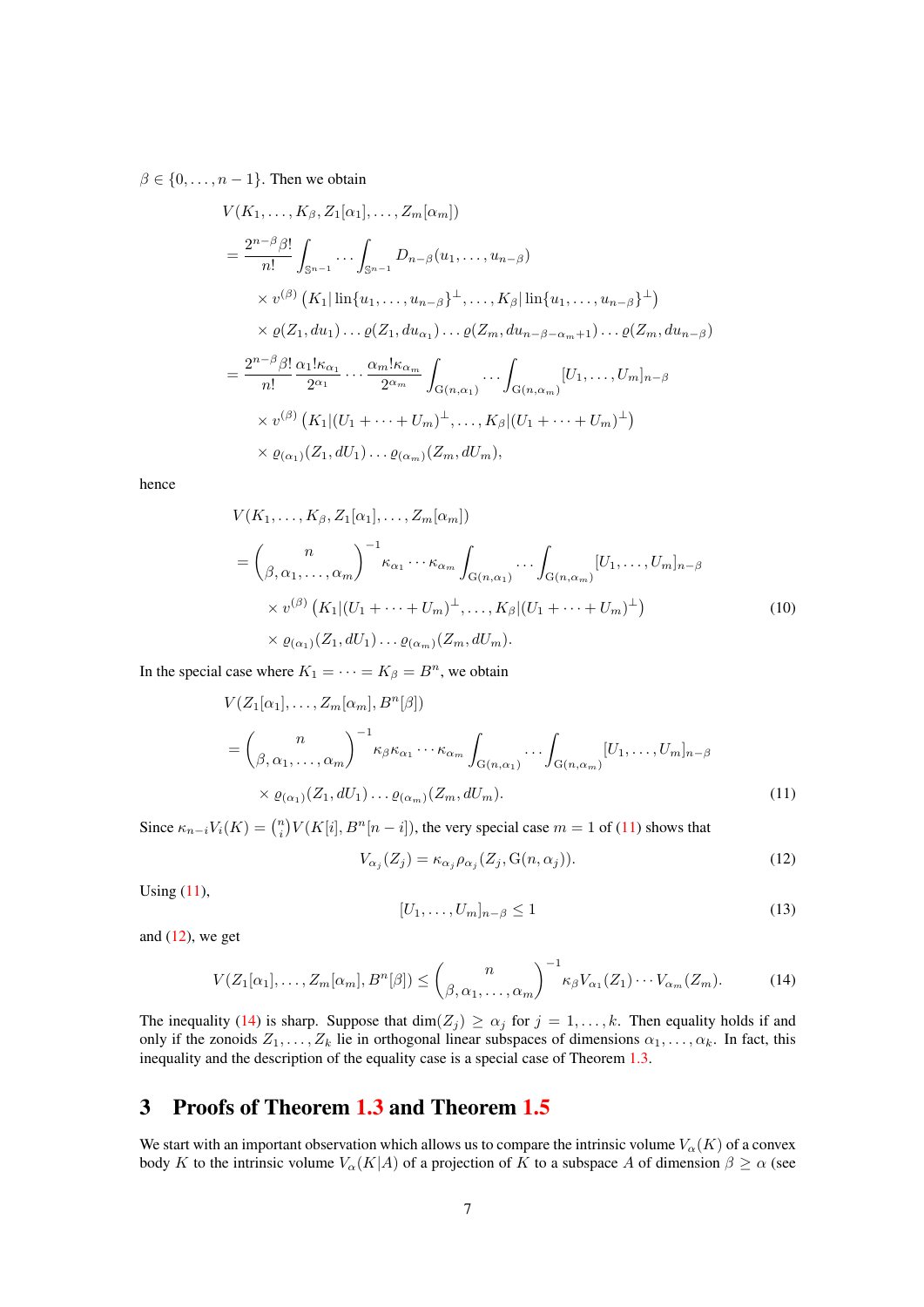$\beta \in \{0, \ldots, n-1\}$. Then we obtain

$$
\begin{aligned}
&V(K_1, \ldots, K_\beta, Z_1[\alpha_1], \ldots, Z_m[\alpha_m]) \\
&= \frac{2^{n-\beta}\beta!}{n!} \int_{\mathbb{S}^{n-1}} \cdots \int_{\mathbb{S}^{n-1}} D_{n-\beta}(u_1, \ldots, u_{n-\beta}) \\
&\quad \times v^{(\beta)}\left(K_1 | \operatorname{lin}\{u_1, \ldots, u_{n-\beta}\}^\perp, \ldots, K_\beta | \operatorname{lin}\{u_1, \ldots, u_{n-\beta}\}^\perp\right) \\
&\quad \times \varrho(Z_1, du_1) \ldots \varrho(Z_1, du_{\alpha_1}) \ldots \varrho(Z_m, du_{n-\beta-\alpha_m+1}) \ldots \varrho(Z_m, du_{n-\beta}) \\
&= \frac{2^{n-\beta}\beta!}{n!} \frac{\alpha_1! \kappa_{\alpha_1}}{2^{\alpha_1}} \cdots \frac{\alpha_m! \kappa_{\alpha_m}}{2^{\alpha_m}} \int_{\mathrm{G}(n,\alpha_1)} \cdots \int_{\mathrm{G}(n,\alpha_m)} [U_1, \ldots, U_m]_{n-\beta} \\
&\quad \times v^{(\beta)}\left(K_1 | (U_1 + \cdots + U_m)^\perp, \ldots, K_\beta | (U_1 + \cdots + U_m)^\perp\right) \\
&\quad \times \varrho_{(\alpha_1)}(Z_1, dU_1) \ldots \varrho_{(\alpha_m)}(Z_m, dU_m),
\end{aligned}
$$

hence

$$
\begin{aligned}
&V(K_1, \ldots, K_\beta, Z_1[\alpha_1], \ldots, Z_m[\alpha_m]) \\
&= \binom{n}{\beta, \alpha_1, \ldots, \alpha_m}^{-1} \kappa_{\alpha_1} \cdots \kappa_{\alpha_m} \int_{\mathrm{G}(n,\alpha_1)} \cdots \int_{\mathrm{G}(n,\alpha_m)} [U_1, \ldots, U_m]_{n-\beta} \\
&\quad \times v^{(\beta)}\left(K_1 | (U_1 + \cdots + U_m)^\perp, \ldots, K_\beta | (U_1 + \cdots + U_m)^\perp\right) \\
&\quad \times \varrho_{(\alpha_1)}(Z_1, dU_1) \ldots \varrho_{(\alpha_m)}(Z_m, dU_m).
\end{aligned}
\tag{10}
$$

In the special case where $K_1 = \cdots = K_\beta = B^n$, we obtain

$$
\begin{aligned}
&V(Z_1[\alpha_1], \ldots, Z_m[\alpha_m], B^n[\beta]) \\
&= \binom{n}{\beta, \alpha_1, \ldots, \alpha_m}^{-1} \kappa_\beta \kappa_{\alpha_1} \cdots \kappa_{\alpha_m} \int_{\mathrm{G}(n,\alpha_1)} \cdots \int_{\mathrm{G}(n,\alpha_m)} [U_1, \ldots, U_m]_{n-\beta} \\
&\quad \times \varrho_{(\alpha_1)}(Z_1, dU_1) \ldots \varrho_{(\alpha_m)}(Z_m, dU_m).
\end{aligned}
\tag{11}
$$

Since $\kappa_{n-i} V_i(K) = \binom{n}{i} V(K[i], B^n[n-i])$, the very special case $m = 1$ of (11) shows that

$$
V_{\alpha_j}(Z_j) = \kappa_{\alpha_j} \rho_{\alpha_j}(Z_j, \mathrm{G}(n, \alpha_j)).
\tag{12}
$$

Using (11),

$$
[U_1, \ldots, U_m]_{n-\beta} \leq 1
\tag{13}
$$

and (12), we get

$$
V(Z_1[\alpha_1], \ldots, Z_m[\alpha_m], B^n[\beta]) \leq \binom{n}{\beta, \alpha_1, \ldots, \alpha_m}^{-1} \kappa_\beta V_{\alpha_1}(Z_1) \cdots V_{\alpha_m}(Z_m).
\tag{14}
$$

The inequality (14) is sharp. Suppose that $\dim(Z_j) \geq \alpha_j$ for $j = 1, \ldots, k$. Then equality holds if and only if the zonoids $Z_1, \ldots, Z_k$ lie in orthogonal linear subspaces of dimensions $\alpha_1, \ldots, \alpha_k$. In fact, this inequality and the description of the equality case is a special case of Theorem 1.3.

## 3 Proofs of Theorem 1.3 and Theorem 1.5

We start with an important observation which allows us to compare the intrinsic volume $V_\alpha(K)$ of a convex body $K$ to the intrinsic volume $V_\alpha(K|A)$ of a projection of $K$ to a subspace $A$ of dimension $\beta \geq \alpha$ (see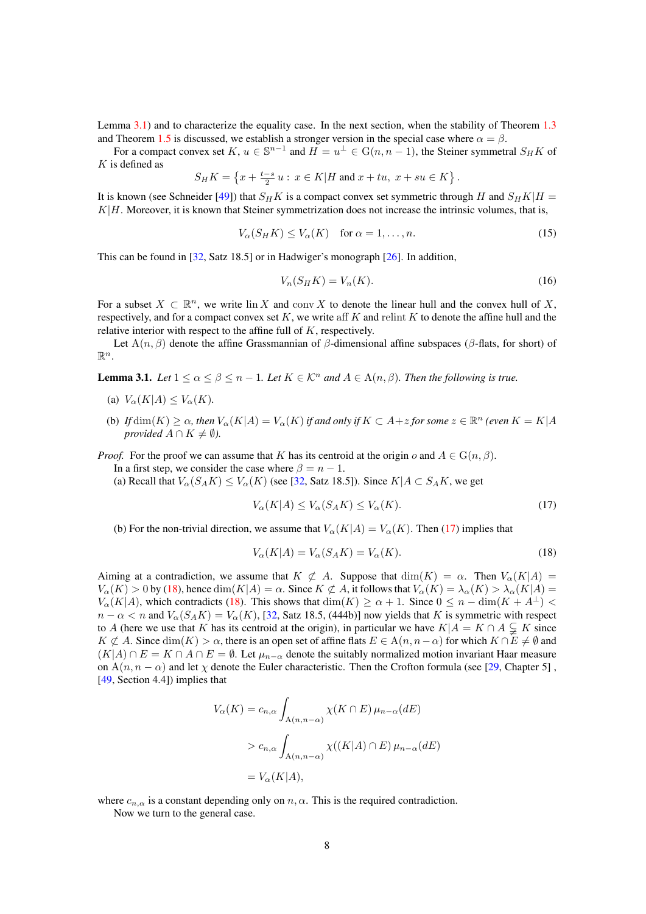Lemma 3.1) and to characterize the equality case. In the next section, when the stability of Theorem 1.3 and Theorem 1.5 is discussed, we establish a stronger version in the special case where $\alpha = \beta$.

For a compact convex set $K$, $u \in \mathbb{S}^{n-1}$ and $H = u^\perp \in \mathrm{G}(n, n-1)$, the Steiner symmetral $S_H K$ of $K$ is defined as

$$S_H K = \left\{ x + \tfrac{t-s}{2}\, u : \, x \in K|H \text{ and } x + tu,\ x + su \in K \right\}.$$

It is known (see Schneider [49]) that $S_H K$ is a compact convex set symmetric through $H$ and $S_H K|H = K|H$. Moreover, it is known that Steiner symmetrization does not increase the intrinsic volumes, that is,

$$V_\alpha(S_H K) \le V_\alpha(K) \quad \text{for } \alpha = 1, \dots, n. \tag{15}$$

This can be found in [32, Satz 18.5] or in Hadwiger's monograph [26]. In addition,

$$V_n(S_H K) = V_n(K). \tag{16}$$

For a subset $X \subset \mathbb{R}^n$, we write $\operatorname{lin} X$ and $\operatorname{conv} X$ to denote the linear hull and the convex hull of $X$, respectively, and for a compact convex set $K$, we write $\operatorname{aff} K$ and $\operatorname{relint} K$ to denote the affine hull and the relative interior with respect to the affine full of $K$, respectively.

Let $\mathrm{A}(n, \beta)$ denote the affine Grassmannian of $\beta$-dimensional affine subspaces ($\beta$-flats, for short) of $\mathbb{R}^n$.

**Lemma 3.1.** *Let $1 \le \alpha \le \beta \le n-1$. Let $K \in \mathcal{K}^n$ and $A \in \mathrm{A}(n, \beta)$. Then the following is true.*

(a) $V_\alpha(K|A) \le V_\alpha(K)$.

(b) *If $\dim(K) \ge \alpha$, then $V_\alpha(K|A) = V_\alpha(K)$ if and only if $K \subset A + z$ for some $z \in \mathbb{R}^n$ (even $K = K|A$ provided $A \cap K \neq \emptyset$).*

*Proof.* For the proof we can assume that $K$ has its centroid at the origin $o$ and $A \in \mathrm{G}(n, \beta)$.

In a first step, we consider the case where $\beta = n-1$.

(a) Recall that $V_\alpha(S_A K) \le V_\alpha(K)$ (see [32, Satz 18.5]). Since $K|A \subset S_A K$, we get

$$V_\alpha(K|A) \le V_\alpha(S_A K) \le V_\alpha(K). \tag{17}$$

(b) For the non-trivial direction, we assume that $V_\alpha(K|A) = V_\alpha(K)$. Then (17) implies that

$$V_\alpha(K|A) = V_\alpha(S_A K) = V_\alpha(K). \tag{18}$$

Aiming at a contradiction, we assume that $K \not\subset A$. Suppose that $\dim(K) = \alpha$. Then $V_\alpha(K|A) = V_\alpha(K) > 0$ by (18), hence $\dim(K|A) = \alpha$. Since $K \not\subset A$, it follows that $V_\alpha(K) = \lambda_\alpha(K) > \lambda_\alpha(K|A) = V_\alpha(K|A)$, which contradicts (18). This shows that $\dim(K) \ge \alpha + 1$. Since $0 \le n - \dim(K + A^\perp) < n - \alpha < n$ and $V_\alpha(S_A K) = V_\alpha(K)$, [32, Satz 18.5, (444b)] now yields that $K$ is symmetric with respect to $A$ (here we use that $K$ has its centroid at the origin), in particular we have $K|A = K \cap A \subsetneq K$ since $K \not\subset A$. Since $\dim(K) > \alpha$, there is an open set of affine flats $E \in \mathrm{A}(n, n-\alpha)$ for which $K \cap E \neq \emptyset$ and $(K|A) \cap E = K \cap A \cap E = \emptyset$. Let $\mu_{n-\alpha}$ denote the suitably normalized motion invariant Haar measure on $\mathrm{A}(n, n-\alpha)$ and let $\chi$ denote the Euler characteristic. Then the Crofton formula (see [29, Chapter 5] , [49, Section 4.4]) implies that

$$\begin{aligned}
V_\alpha(K) &= c_{n,\alpha} \int_{\mathrm{A}(n,n-\alpha)} \chi(K \cap E)\, \mu_{n-\alpha}(dE) \\
&> c_{n,\alpha} \int_{\mathrm{A}(n,n-\alpha)} \chi((K|A) \cap E)\, \mu_{n-\alpha}(dE) \\
&= V_\alpha(K|A),
\end{aligned}$$

where $c_{n,\alpha}$ is a constant depending only on $n, \alpha$. This is the required contradiction.

Now we turn to the general case.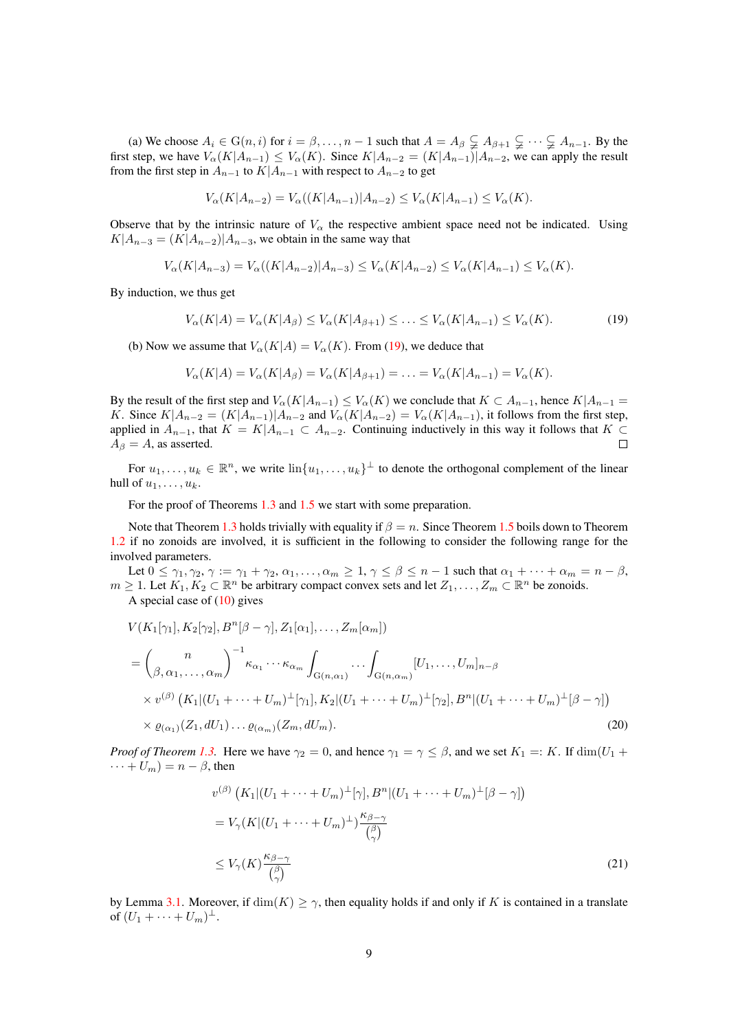(a) We choose $A_i \in \mathrm{G}(n,i)$ for $i = \beta, \dots, n-1$ such that $A = A_\beta \subsetneq A_{\beta+1} \subsetneq \cdots \subsetneq A_{n-1}$. By the first step, we have $V_\alpha(K|A_{n-1}) \le V_\alpha(K)$. Since $K|A_{n-2} = (K|A_{n-1})|A_{n-2}$, we can apply the result from the first step in $A_{n-1}$ to $K|A_{n-1}$ with respect to $A_{n-2}$ to get

$$V_\alpha(K|A_{n-2}) = V_\alpha((K|A_{n-1})|A_{n-2}) \le V_\alpha(K|A_{n-1}) \le V_\alpha(K).$$

Observe that by the intrinsic nature of $V_\alpha$ the respective ambient space need not be indicated. Using $K|A_{n-3} = (K|A_{n-2})|A_{n-3}$, we obtain in the same way that

$$V_\alpha(K|A_{n-3}) = V_\alpha((K|A_{n-2})|A_{n-3}) \le V_\alpha(K|A_{n-2}) \le V_\alpha(K|A_{n-1}) \le V_\alpha(K).$$

By induction, we thus get

$$V_\alpha(K|A) = V_\alpha(K|A_\beta) \le V_\alpha(K|A_{\beta+1}) \le \ldots \le V_\alpha(K|A_{n-1}) \le V_\alpha(K). \tag{19}$$

(b) Now we assume that $V_\alpha(K|A) = V_\alpha(K)$. From (19), we deduce that

$$V_\alpha(K|A) = V_\alpha(K|A_\beta) = V_\alpha(K|A_{\beta+1}) = \ldots = V_\alpha(K|A_{n-1}) = V_\alpha(K).$$

By the result of the first step and $V_\alpha(K|A_{n-1}) \le V_\alpha(K)$ we conclude that $K \subset A_{n-1}$, hence $K|A_{n-1} = K$. Since $K|A_{n-2} = (K|A_{n-1})|A_{n-2}$ and $V_\alpha(K|A_{n-2}) = V_\alpha(K|A_{n-1})$, it follows from the first step, applied in $A_{n-1}$, that $K = K|A_{n-1} \subset A_{n-2}$. Continuing inductively in this way it follows that $K \subset A_\beta = A$, as asserted. □

For $u_1, \dots, u_k \in \mathbb{R}^n$, we write $\mathrm{lin}\{u_1, \dots, u_k\}^\perp$ to denote the orthogonal complement of the linear hull of $u_1, \dots, u_k$.

For the proof of Theorems 1.3 and 1.5 we start with some preparation.

Note that Theorem 1.3 holds trivially with equality if $\beta = n$. Since Theorem 1.5 boils down to Theorem 1.2 if no zonoids are involved, it is sufficient in the following to consider the following range for the involved parameters.

Let $0 \le \gamma_1, \gamma_2, \gamma := \gamma_1 + \gamma_2, \alpha_1, \dots, \alpha_m \ge 1, \gamma \le \beta \le n-1$ such that $\alpha_1 + \cdots + \alpha_m = n - \beta$, $m \ge 1$. Let $K_1, K_2 \subset \mathbb{R}^n$ be arbitrary compact convex sets and let $Z_1, \dots, Z_m \subset \mathbb{R}^n$ be zonoids.

A special case of (10) gives

$$\begin{aligned}
&V(K_1[\gamma_1], K_2[\gamma_2], B^n[\beta-\gamma], Z_1[\alpha_1], \dots, Z_m[\alpha_m]) \\
&= \binom{n}{\beta, \alpha_1, \dots, \alpha_m}^{-1} \kappa_{\alpha_1} \cdots \kappa_{\alpha_m} \int_{\mathrm{G}(n,\alpha_1)} \cdots \int_{\mathrm{G}(n,\alpha_m)} [U_1, \dots, U_m]_{n-\beta} \\
&\quad \times v^{(\beta)}\left(K_1|(U_1 + \cdots + U_m)^\perp[\gamma_1], K_2|(U_1 + \cdots + U_m)^\perp[\gamma_2], B^n|(U_1 + \cdots + U_m)^\perp[\beta - \gamma]\right) \\
&\quad \times \varrho_{(\alpha_1)}(Z_1, dU_1) \dots \varrho_{(\alpha_m)}(Z_m, dU_m).
\end{aligned} \tag{20}$$

*Proof of Theorem 1.3.* Here we have $\gamma_2 = 0$, and hence $\gamma_1 = \gamma \le \beta$, and we set $K_1 =: K$. If $\dim(U_1 + \cdots + U_m) = n - \beta$, then

$$\begin{aligned}
&v^{(\beta)}\left(K_1|(U_1 + \cdots + U_m)^\perp[\gamma], B^n|(U_1 + \cdots + U_m)^\perp[\beta - \gamma]\right) \\
&= V_\gamma(K|(U_1 + \cdots + U_m)^\perp) \frac{\kappa_{\beta-\gamma}}{\binom{\beta}{\gamma}} \\
&\le V_\gamma(K) \frac{\kappa_{\beta-\gamma}}{\binom{\beta}{\gamma}}
\end{aligned} \tag{21}$$

by Lemma 3.1. Moreover, if $\dim(K) \ge \gamma$, then equality holds if and only if $K$ is contained in a translate of $(U_1 + \cdots + U_m)^\perp$.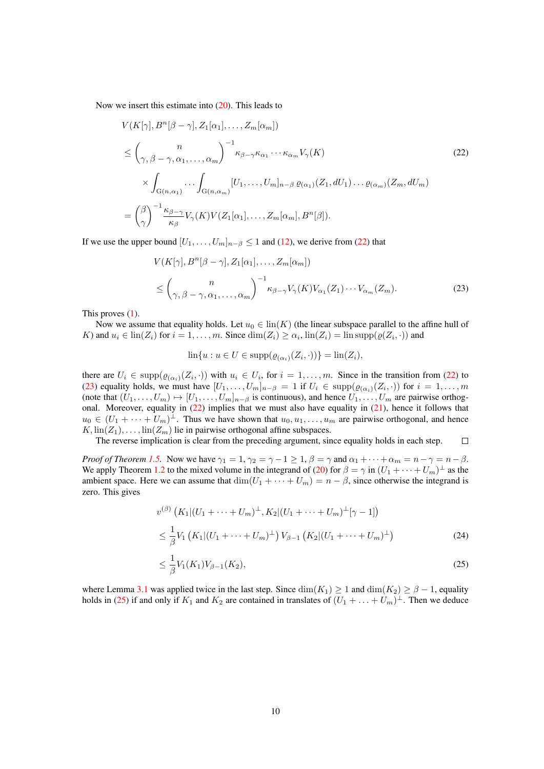Now we insert this estimate into (20). This leads to

$$
\begin{aligned}
&V(K[\gamma], B^n[\beta-\gamma], Z_1[\alpha_1], \dots, Z_m[\alpha_m]) \\
&\le \binom{n}{\gamma, \beta-\gamma, \alpha_1, \dots, \alpha_m}^{-1} \kappa_{\beta-\gamma}\kappa_{\alpha_1}\cdots\kappa_{\alpha_m} V_\gamma(K) \\
&\quad \times \int_{\mathrm{G}(n,\alpha_1)} \cdots \int_{\mathrm{G}(n,\alpha_m)} [U_1, \dots, U_m]_{n-\beta}\, \varrho_{(\alpha_1)}(Z_1, dU_1) \dots \varrho_{(\alpha_m)}(Z_m, dU_m) \\
&= \binom{\beta}{\gamma}^{-1} \frac{\kappa_{\beta-\gamma}}{\kappa_\beta} V_\gamma(K) V(Z_1[\alpha_1], \dots, Z_m[\alpha_m], B^n[\beta]).
\end{aligned}
\tag{22}
$$

If we use the upper bound $[U_1, \dots, U_m]_{n-\beta} \le 1$ and (12), we derive from (22) that

$$
\begin{aligned}
&V(K[\gamma], B^n[\beta-\gamma], Z_1[\alpha_1], \dots, Z_m[\alpha_m]) \\
&\le \binom{n}{\gamma, \beta-\gamma, \alpha_1, \dots, \alpha_m}^{-1} \kappa_{\beta-\gamma} V_\gamma(K) V_{\alpha_1}(Z_1) \cdots V_{\alpha_m}(Z_m).
\end{aligned}
\tag{23}
$$

This proves (1).

Now we assume that equality holds. Let $u_0 \in \mathrm{lin}(K)$ (the linear subspace parallel to the affine hull of $K$) and $u_i \in \mathrm{lin}(Z_i)$ for $i = 1, \dots, m$. Since $\dim(Z_i) \ge \alpha_i$, $\mathrm{lin}(Z_i) = \mathrm{lin}\,\mathrm{supp}(\varrho(Z_i, \cdot))$ and

$$
\mathrm{lin}\{u : u \in U \in \mathrm{supp}(\varrho_{(\alpha_i)}(Z_i, \cdot))\} = \mathrm{lin}(Z_i),
$$

there are $U_i \in \mathrm{supp}(\varrho_{(\alpha_i)}(Z_i, \cdot))$ with $u_i \in U_i$, for $i = 1, \dots, m$. Since in the transition from (22) to (23) equality holds, we must have $[U_1, \dots, U_m]_{n-\beta} = 1$ if $U_i \in \mathrm{supp}(\varrho_{(\alpha_i)}(Z_i, \cdot))$ for $i = 1, \dots, m$ (note that $(U_1, \dots, U_m) \mapsto [U_1, \dots, U_m]_{n-\beta}$ is continuous), and hence $U_1, \dots, U_m$ are pairwise orthogonal. Moreover, equality in (22) implies that we must also have equality in (21), hence it follows that $u_0 \in (U_1 + \cdots + U_m)^\perp$. Thus we have shown that $u_0, u_1, \dots, u_m$ are pairwise orthogonal, and hence $K, \mathrm{lin}(Z_1), \dots, \mathrm{lin}(Z_m)$ lie in pairwise orthogonal affine subspaces.

The reverse implication is clear from the preceding argument, since equality holds in each step. $\square$

*Proof of Theorem 1.5.* Now we have $\gamma_1 = 1, \gamma_2 = \gamma - 1 \ge 1$, $\beta = \gamma$ and $\alpha_1 + \cdots + \alpha_m = n - \gamma = n - \beta$. We apply Theorem 1.2 to the mixed volume in the integrand of (20) for $\beta = \gamma$ in $(U_1 + \cdots + U_m)^\perp$ as the ambient space. Here we can assume that $\dim(U_1 + \cdots + U_m) = n - \beta$, since otherwise the integrand is zero. This gives

$$
\begin{aligned}
&v^{(\beta)}\left(K_1|(U_1 + \cdots + U_m)^\perp, K_2|(U_1 + \cdots + U_m)^\perp[\gamma - 1]\right) \\
&\le \frac{1}{\beta} V_1\left(K_1|(U_1 + \cdots + U_m)^\perp\right) V_{\beta-1}\left(K_2|(U_1 + \cdots + U_m)^\perp\right) \qquad (24) \\
&\le \frac{1}{\beta} V_1(K_1) V_{\beta-1}(K_2), \qquad (25)
\end{aligned}
$$

where Lemma 3.1 was applied twice in the last step. Since $\dim(K_1) \ge 1$ and $\dim(K_2) \ge \beta - 1$, equality holds in (25) if and only if $K_1$ and $K_2$ are contained in translates of $(U_1 + \ldots + U_m)^\perp$. Then we deduce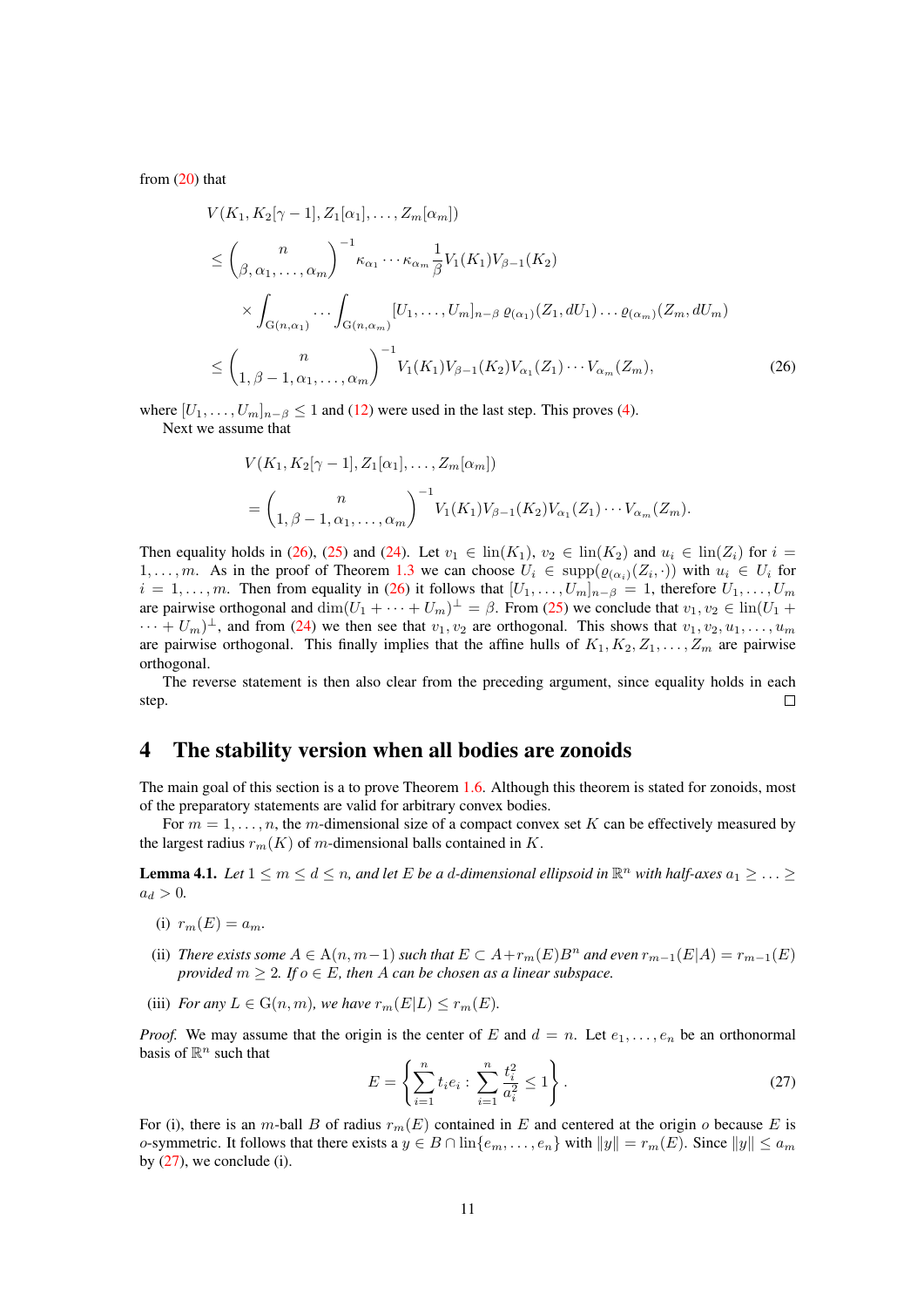from (20) that

$$
\begin{aligned}
&V(K_1, K_2[\gamma-1], Z_1[\alpha_1], \dots, Z_m[\alpha_m]) \\
&\le \binom{n}{\beta, \alpha_1, \dots, \alpha_m}^{-1} \kappa_{\alpha_1} \cdots \kappa_{\alpha_m} \frac{1}{\beta} V_1(K_1) V_{\beta-1}(K_2) \\
&\quad \times \int_{\mathrm{G}(n,\alpha_1)} \cdots \int_{\mathrm{G}(n,\alpha_m)} [U_1, \dots, U_m]_{n-\beta}\, \varrho_{(\alpha_1)}(Z_1, dU_1) \dots \varrho_{(\alpha_m)}(Z_m, dU_m) \\
&\le \binom{n}{1, \beta-1, \alpha_1, \dots, \alpha_m}^{-1} V_1(K_1) V_{\beta-1}(K_2) V_{\alpha_1}(Z_1) \cdots V_{\alpha_m}(Z_m),
\end{aligned} \tag{26}
$$

where $[U_1, \dots, U_m]_{n-\beta} \le 1$ and (12) were used in the last step. This proves (4).

Next we assume that

$$
\begin{aligned}
&V(K_1, K_2[\gamma-1], Z_1[\alpha_1], \dots, Z_m[\alpha_m]) \\
&= \binom{n}{1, \beta-1, \alpha_1, \dots, \alpha_m}^{-1} V_1(K_1) V_{\beta-1}(K_2) V_{\alpha_1}(Z_1) \cdots V_{\alpha_m}(Z_m).
\end{aligned}
$$

Then equality holds in (26), (25) and (24). Let $v_1 \in \mathrm{lin}(K_1)$, $v_2 \in \mathrm{lin}(K_2)$ and $u_i \in \mathrm{lin}(Z_i)$ for $i = 1, \dots, m$. As in the proof of Theorem 1.3 we can choose $U_i \in \mathrm{supp}(\varrho_{(\alpha_i)}(Z_i, \cdot))$ with $u_i \in U_i$ for $i = 1, \dots, m$. Then from equality in (26) it follows that $[U_1, \dots, U_m]_{n-\beta} = 1$, therefore $U_1, \dots, U_m$ are pairwise orthogonal and $\dim(U_1 + \cdots + U_m)^\perp = \beta$. From (25) we conclude that $v_1, v_2 \in \mathrm{lin}(U_1 + \cdots + U_m)^\perp$, and from (24) we then see that $v_1, v_2$ are orthogonal. This shows that $v_1, v_2, u_1, \dots, u_m$ are pairwise orthogonal. This finally implies that the affine hulls of $K_1, K_2, Z_1, \dots, Z_m$ are pairwise orthogonal.

The reverse statement is then also clear from the preceding argument, since equality holds in each step. $\square$

## 4 The stability version when all bodies are zonoids

The main goal of this section is a to prove Theorem 1.6. Although this theorem is stated for zonoids, most of the preparatory statements are valid for arbitrary convex bodies.

For $m = 1, \dots, n$, the $m$-dimensional size of a compact convex set $K$ can be effectively measured by the largest radius $r_m(K)$ of $m$-dimensional balls contained in $K$.

**Lemma 4.1.** *Let $1 \le m \le d \le n$, and let $E$ be a $d$-dimensional ellipsoid in $\mathbb{R}^n$ with half-axes $a_1 \ge \dots \ge a_d > 0$.*

(i) *$r_m(E) = a_m$.*

(ii) *There exists some $A \in \mathrm{A}(n, m-1)$ such that $E \subset A + r_m(E) B^n$ and even $r_{m-1}(E|A) = r_{m-1}(E)$ provided $m \ge 2$. If $o \in E$, then $A$ can be chosen as a linear subspace.*

(iii) *For any $L \in \mathrm{G}(n, m)$, we have $r_m(E|L) \le r_m(E)$.*

*Proof.* We may assume that the origin is the center of $E$ and $d = n$. Let $e_1, \dots, e_n$ be an orthonormal basis of $\mathbb{R}^n$ such that

$$
E = \left\{ \sum_{i=1}^n t_i e_i : \sum_{i=1}^n \frac{t_i^2}{a_i^2} \le 1 \right\}. \tag{27}
$$

For (i), there is an $m$-ball $B$ of radius $r_m(E)$ contained in $E$ and centered at the origin $o$ because $E$ is $o$-symmetric. It follows that there exists a $y \in B \cap \mathrm{lin}\{e_m, \dots, e_n\}$ with $\|y\| = r_m(E)$. Since $\|y\| \le a_m$ by (27), we conclude (i).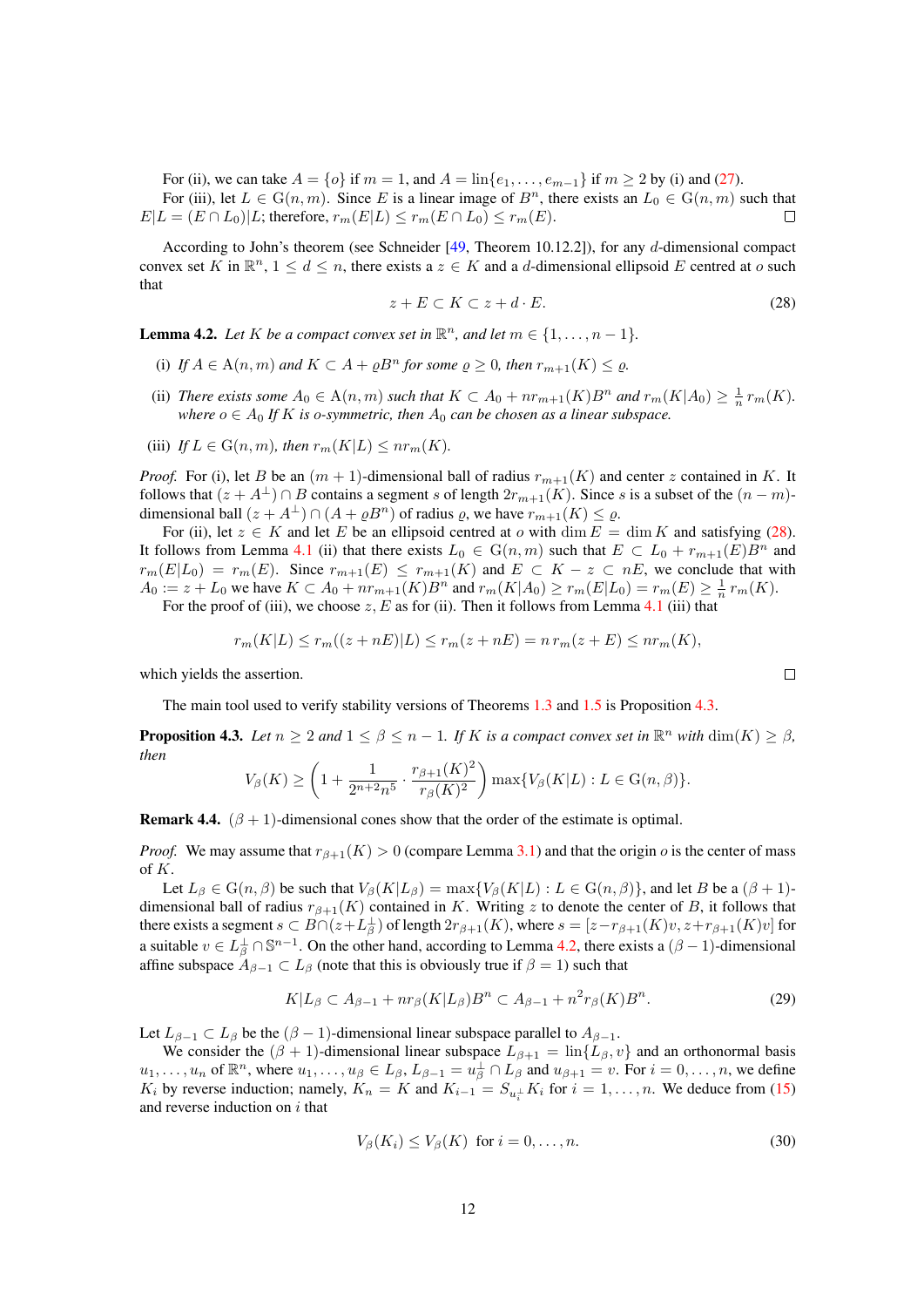For (ii), we can take $A = \{o\}$ if $m = 1$, and $A = \operatorname{lin}\{e_1, \ldots, e_{m-1}\}$ if $m \geq 2$ by (i) and (27).

For (iii), let $L \in \mathrm{G}(n, m)$. Since $E$ is a linear image of $B^n$, there exists an $L_0 \in \mathrm{G}(n, m)$ such that $E|L = (E \cap L_0)|L$; therefore, $r_m(E|L) \leq r_m(E \cap L_0) \leq r_m(E)$. □

According to John's theorem (see Schneider [49, Theorem 10.12.2]), for any $d$-dimensional compact convex set $K$ in $\mathbb{R}^n$, $1 \leq d \leq n$, there exists a $z \in K$ and a $d$-dimensional ellipsoid $E$ centred at $o$ such that

$$z + E \subset K \subset z + d \cdot E. \tag{28}$$

**Lemma 4.2.** *Let $K$ be a compact convex set in $\mathbb{R}^n$, and let $m \in \{1, \ldots, n-1\}$.*

(i) *If $A \in \mathrm{A}(n, m)$ and $K \subset A + \varrho B^n$ for some $\varrho \geq 0$, then $r_{m+1}(K) \leq \varrho$.*

(ii) *There exists some $A_0 \in \mathrm{A}(n, m)$ such that $K \subset A_0 + n r_{m+1}(K) B^n$ and $r_m(K|A_0) \geq \frac{1}{n} r_m(K)$. where $o \in A_0$ If $K$ is $o$-symmetric, then $A_0$ can be chosen as a linear subspace.*

(iii) *If $L \in \mathrm{G}(n, m)$, then $r_m(K|L) \leq n r_m(K)$.*

*Proof.* For (i), let $B$ be an $(m+1)$-dimensional ball of radius $r_{m+1}(K)$ and center $z$ contained in $K$. It follows that $(z + A^\perp) \cap B$ contains a segment $s$ of length $2r_{m+1}(K)$. Since $s$ is a subset of the $(n-m)$-dimensional ball $(z + A^\perp) \cap (A + \varrho B^n)$ of radius $\varrho$, we have $r_{m+1}(K) \leq \varrho$.

For (ii), let $z \in K$ and let $E$ be an ellipsoid centred at $o$ with $\dim E = \dim K$ and satisfying (28). It follows from Lemma 4.1 (ii) that there exists $L_0 \in \mathrm{G}(n, m)$ such that $E \subset L_0 + r_{m+1}(E) B^n$ and $r_m(E|L_0) = r_m(E)$. Since $r_{m+1}(E) \leq r_{m+1}(K)$ and $E \subset K - z \subset nE$, we conclude that with $A_0 := z + L_0$ we have $K \subset A_0 + n r_{m+1}(K) B^n$ and $r_m(K|A_0) \geq r_m(E|L_0) = r_m(E) \geq \frac{1}{n} r_m(K)$.

For the proof of (iii), we choose $z, E$ as for (ii). Then it follows from Lemma 4.1 (iii) that

$$r_m(K|L) \leq r_m((z + nE)|L) \leq r_m(z + nE) = n\, r_m(z + E) \leq n r_m(K),$$

which yields the assertion. □

The main tool used to verify stability versions of Theorems 1.3 and 1.5 is Proposition 4.3.

**Proposition 4.3.** *Let $n \geq 2$ and $1 \leq \beta \leq n-1$. If $K$ is a compact convex set in $\mathbb{R}^n$ with $\dim(K) \geq \beta$, then*

$$V_\beta(K) \geq \left(1 + \frac{1}{2^{n+2} n^5} \cdot \frac{r_{\beta+1}(K)^2}{r_\beta(K)^2}\right) \max\{V_\beta(K|L) : L \in \mathrm{G}(n, \beta)\}.$$

**Remark 4.4.** $(\beta + 1)$-dimensional cones show that the order of the estimate is optimal.

*Proof.* We may assume that $r_{\beta+1}(K) > 0$ (compare Lemma 3.1) and that the origin $o$ is the center of mass of $K$.

Let $L_\beta \in \mathrm{G}(n, \beta)$ be such that $V_\beta(K|L_\beta) = \max\{V_\beta(K|L) : L \in \mathrm{G}(n, \beta)\}$, and let $B$ be a $(\beta+1)$-dimensional ball of radius $r_{\beta+1}(K)$ contained in $K$. Writing $z$ to denote the center of $B$, it follows that there exists a segment $s \subset B \cap (z + L_\beta^\perp)$ of length $2r_{\beta+1}(K)$, where $s = [z - r_{\beta+1}(K)v, z + r_{\beta+1}(K)v]$ for a suitable $v \in L_\beta^\perp \cap \mathbb{S}^{n-1}$. On the other hand, according to Lemma 4.2, there exists a $(\beta-1)$-dimensional affine subspace $A_{\beta-1} \subset L_\beta$ (note that this is obviously true if $\beta = 1$) such that

$$K|L_\beta \subset A_{\beta-1} + n r_\beta(K|L_\beta) B^n \subset A_{\beta-1} + n^2 r_\beta(K) B^n. \tag{29}$$

Let $L_{\beta-1} \subset L_\beta$ be the $(\beta-1)$-dimensional linear subspace parallel to $A_{\beta-1}$.

We consider the $(\beta+1)$-dimensional linear subspace $L_{\beta+1} = \operatorname{lin}\{L_\beta, v\}$ and an orthonormal basis $u_1, \ldots, u_n$ of $\mathbb{R}^n$, where $u_1, \ldots, u_\beta \in L_\beta$, $L_{\beta-1} = u_\beta^\perp \cap L_\beta$ and $u_{\beta+1} = v$. For $i = 0, \ldots, n$, we define $K_i$ by reverse induction; namely, $K_n = K$ and $K_{i-1} = S_{u_i^\perp} K_i$ for $i = 1, \ldots, n$. We deduce from (15) and reverse induction on $i$ that

$$V_\beta(K_i) \leq V_\beta(K) \ \text{ for } i = 0, \ldots, n. \tag{30}$$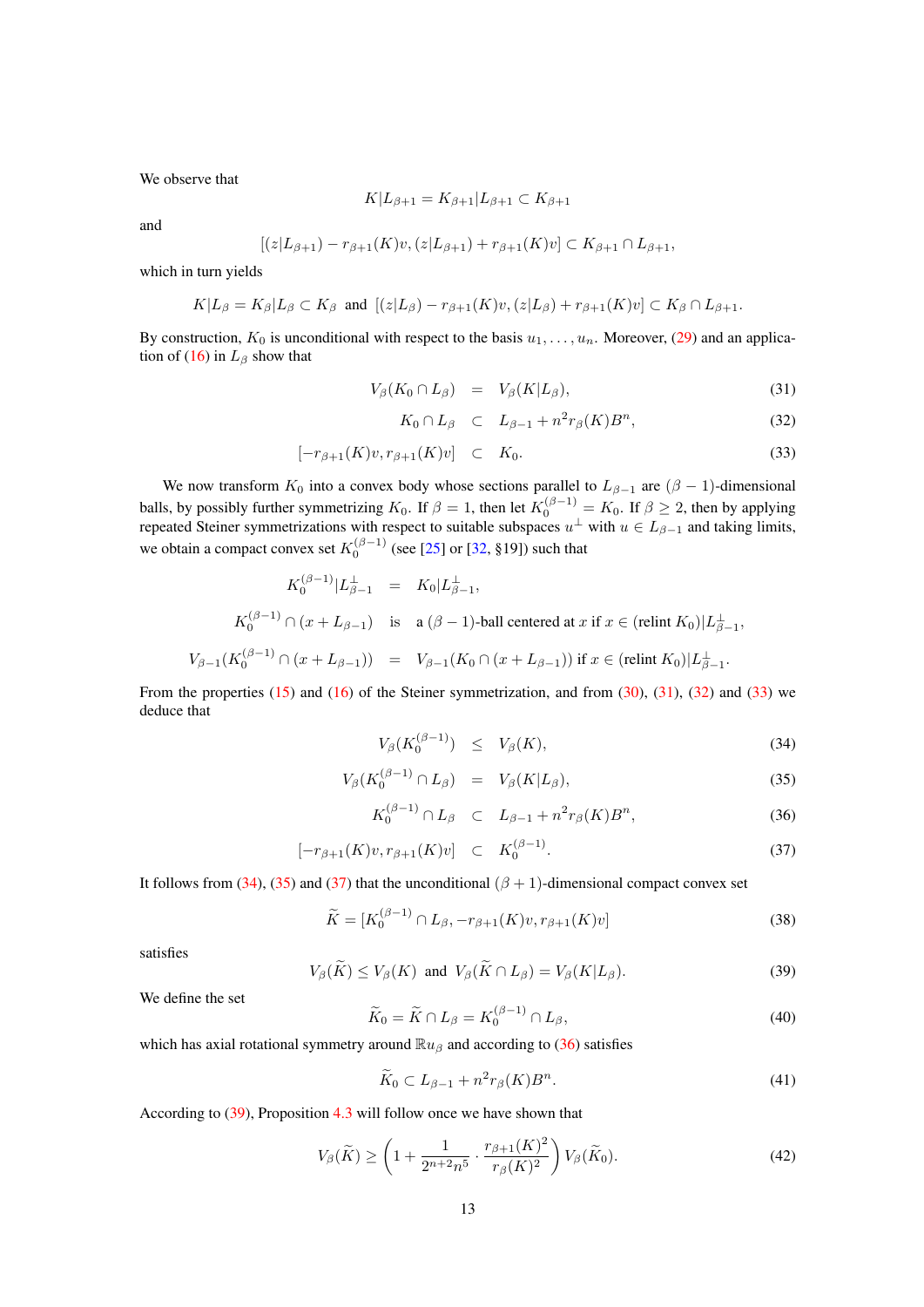We observe that

$$K|L_{\beta+1} = K_{\beta+1}|L_{\beta+1} \subset K_{\beta+1}$$

and

$$[(z|L_{\beta+1}) - r_{\beta+1}(K)v, (z|L_{\beta+1}) + r_{\beta+1}(K)v] \subset K_{\beta+1} \cap L_{\beta+1},$$

which in turn yields

$$K|L_\beta = K_\beta|L_\beta \subset K_\beta \ \text{ and } \ [(z|L_\beta) - r_{\beta+1}(K)v, (z|L_\beta) + r_{\beta+1}(K)v] \subset K_\beta \cap L_{\beta+1}.$$

By construction, $K_0$ is unconditional with respect to the basis $u_1, \ldots, u_n$. Moreover, (29) and an application of (16) in $L_\beta$ show that

$$V_\beta(K_0 \cap L_\beta) = V_\beta(K|L_\beta), \tag{31}$$

$$K_0 \cap L_\beta \subset L_{\beta-1} + n^2 r_\beta(K) B^n, \tag{32}$$

$$[-r_{\beta+1}(K)v, r_{\beta+1}(K)v] \subset K_0. \tag{33}$$

We now transform $K_0$ into a convex body whose sections parallel to $L_{\beta-1}$ are $(\beta-1)$-dimensional balls, by possibly further symmetrizing $K_0$. If $\beta = 1$, then let $K_0^{(\beta-1)} = K_0$. If $\beta \geq 2$, then by applying repeated Steiner symmetrizations with respect to suitable subspaces $u^\perp$ with $u \in L_{\beta-1}$ and taking limits, we obtain a compact convex set $K_0^{(\beta-1)}$ (see [25] or [32, §19]) such that

$$K_0^{(\beta-1)}|L_{\beta-1}^\perp = K_0|L_{\beta-1}^\perp,$$

$$K_0^{(\beta-1)} \cap (x + L_{\beta-1}) \quad \text{is} \quad \text{a } (\beta-1)\text{-ball centered at } x \text{ if } x \in (\text{relint } K_0)|L_{\beta-1}^\perp,$$

$$V_{\beta-1}(K_0^{(\beta-1)} \cap (x + L_{\beta-1})) = V_{\beta-1}(K_0 \cap (x + L_{\beta-1})) \text{ if } x \in (\text{relint } K_0)|L_{\beta-1}^\perp.$$

From the properties (15) and (16) of the Steiner symmetrization, and from (30), (31), (32) and (33) we deduce that

$$V_\beta(K_0^{(\beta-1)}) \leq V_\beta(K), \tag{34}$$

$$V_\beta(K_0^{(\beta-1)} \cap L_\beta) = V_\beta(K|L_\beta), \tag{35}$$

$$K_0^{(\beta-1)} \cap L_\beta \subset L_{\beta-1} + n^2 r_\beta(K) B^n, \tag{36}$$

$$[-r_{\beta+1}(K)v, r_{\beta+1}(K)v] \subset K_0^{(\beta-1)}. \tag{37}$$

It follows from (34), (35) and (37) that the unconditional $(\beta+1)$-dimensional compact convex set

$$\widetilde{K} = [K_0^{(\beta-1)} \cap L_\beta, -r_{\beta+1}(K)v, r_{\beta+1}(K)v] \tag{38}$$

satisfies

$$V_\beta(\widetilde{K}) \leq V_\beta(K) \ \text{ and } \ V_\beta(\widetilde{K} \cap L_\beta) = V_\beta(K|L_\beta). \tag{39}$$

We define the set

$$\widetilde{K}_0 = \widetilde{K} \cap L_\beta = K_0^{(\beta-1)} \cap L_\beta, \tag{40}$$

which has axial rotational symmetry around $\mathbb{R}u_\beta$ and according to (36) satisfies

$$\widetilde{K}_0 \subset L_{\beta-1} + n^2 r_\beta(K) B^n. \tag{41}$$

According to (39), Proposition 4.3 will follow once we have shown that

$$V_\beta(\widetilde{K}) \geq \left(1 + \frac{1}{2^{n+2}n^5} \cdot \frac{r_{\beta+1}(K)^2}{r_\beta(K)^2}\right) V_\beta(\widetilde{K}_0). \tag{42}$$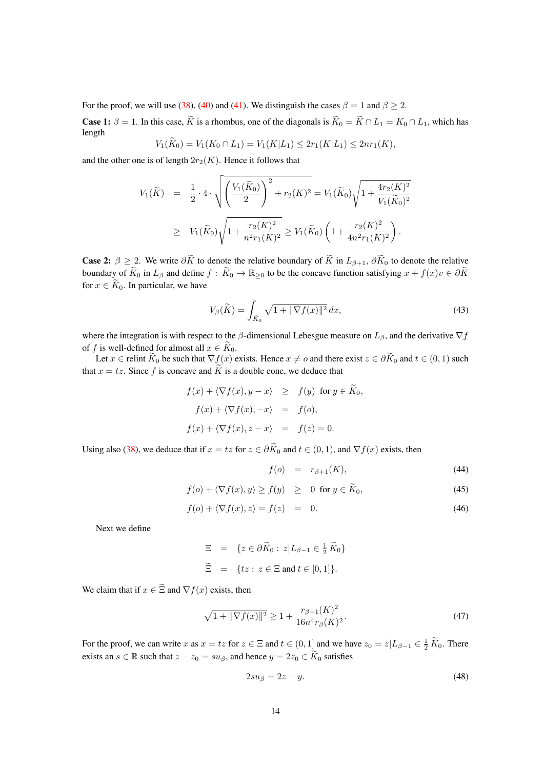For the proof, we will use (38), (40) and (41). We distinguish the cases $\beta = 1$ and $\beta \geq 2$.

**Case 1:** $\beta = 1$. In this case, $\widetilde{K}$ is a rhombus, one of the diagonals is $\widetilde{K}_0 = \widetilde{K} \cap L_1 = K_0 \cap L_1$, which has length

$$V_1(\widetilde{K}_0) = V_1(K_0 \cap L_1) = V_1(K|L_1) \leq 2r_1(K|L_1) \leq 2nr_1(K),$$

and the other one is of length $2r_2(K)$. Hence it follows that

$$\begin{aligned}
V_1(\widetilde{K}) &= \frac{1}{2} \cdot 4 \cdot \sqrt{\left(\frac{V_1(\widetilde{K}_0)}{2}\right)^2 + r_2(K)^2} = V_1(\widetilde{K}_0)\sqrt{1 + \frac{4r_2(K)^2}{V_1(\widetilde{K}_0)^2}} \\
&\geq V_1(\widetilde{K}_0)\sqrt{1 + \frac{r_2(K)^2}{n^2 r_1(K)^2}} \geq V_1(\widetilde{K}_0)\left(1 + \frac{r_2(K)^2}{4n^2 r_1(K)^2}\right).
\end{aligned}$$

**Case 2:** $\beta \geq 2$. We write $\partial\widetilde{K}$ to denote the relative boundary of $\widetilde{K}$ in $L_{\beta+1}$, $\partial\widetilde{K}_0$ to denote the relative boundary of $\widetilde{K}_0$ in $L_\beta$ and define $f : \widetilde{K}_0 \to \mathbb{R}_{\geq 0}$ to be the concave function satisfying $x + f(x)v \in \partial\widetilde{K}$ for $x \in \widetilde{K}_0$. In particular, we have

$$V_\beta(\widetilde{K}) = \int_{\widetilde{K}_0} \sqrt{1 + \|\nabla f(x)\|^2}\, dx, \tag{43}$$

where the integration is with respect to the $\beta$-dimensional Lebesgue measure on $L_\beta$, and the derivative $\nabla f$ of $f$ is well-defined for almost all $x \in \widetilde{K}_0$.

Let $x \in \operatorname{relint} \widetilde{K}_0$ be such that $\nabla f(x)$ exists. Hence $x \neq o$ and there exist $z \in \partial\widetilde{K}_0$ and $t \in (0,1)$ such that $x = tz$. Since $f$ is concave and $\widetilde{K}$ is a double cone, we deduce that

$$\begin{aligned}
f(x) + \langle \nabla f(x), y - x\rangle &\geq f(y) \ \text{ for } y \in \widetilde{K}_0, \\
f(x) + \langle \nabla f(x), -x\rangle &= f(o), \\
f(x) + \langle \nabla f(x), z - x\rangle &= f(z) = 0.
\end{aligned}$$

Using also (38), we deduce that if $x = tz$ for $z \in \partial\widetilde{K}_0$ and $t \in (0,1)$, and $\nabla f(x)$ exists, then

$$f(o) = r_{\beta+1}(K), \tag{44}$$

$$f(o) + \langle \nabla f(x), y\rangle \geq f(y) \geq 0 \ \text{ for } y \in \widetilde{K}_0, \tag{45}$$

$$f(o) + \langle \nabla f(x), z\rangle = f(z) = 0. \tag{46}$$

Next we define

$$\begin{aligned}
\Xi &= \{z \in \partial\widetilde{K}_0 : z|L_{\beta-1} \in \tfrac{1}{2}\,\widetilde{K}_0\} \\
\widetilde{\Xi} &= \{tz : z \in \Xi \text{ and } t \in [0,1]\}.
\end{aligned}$$

We claim that if $x \in \widetilde{\Xi}$ and $\nabla f(x)$ exists, then

$$\sqrt{1 + \|\nabla f(x)\|^2} \geq 1 + \frac{r_{\beta+1}(K)^2}{16n^4 r_\beta(K)^2}. \tag{47}$$

For the proof, we can write $x$ as $x = tz$ for $z \in \Xi$ and $t \in (0,1]$ and we have $z_0 = z|L_{\beta-1} \in \frac{1}{2}\,\widetilde{K}_0$. There exists an $s \in \mathbb{R}$ such that $z - z_0 = su_\beta$, and hence $y = 2z_0 \in \widetilde{K}_0$ satisfies

$$2su_\beta = 2z - y. \tag{48}$$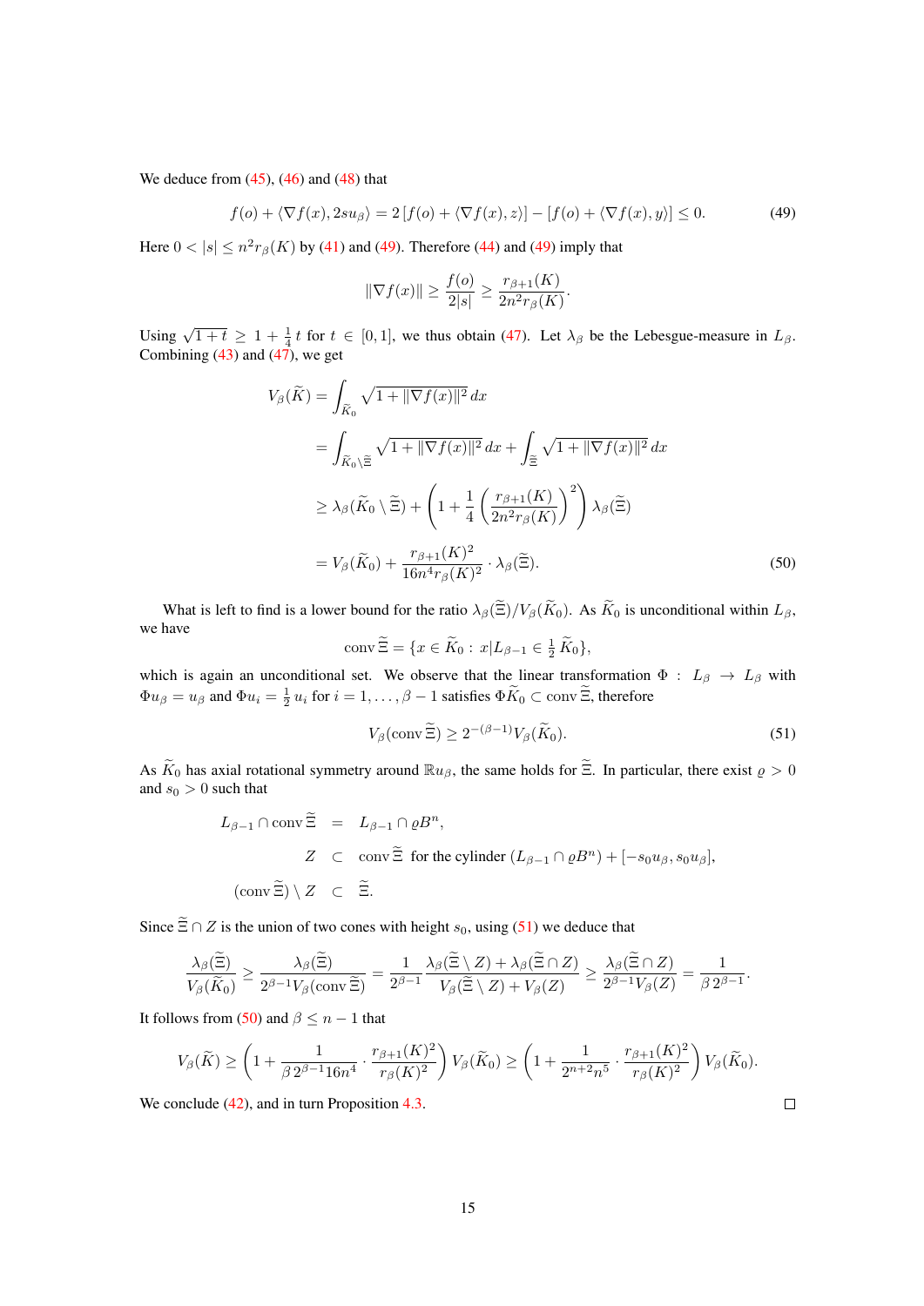We deduce from (45), (46) and (48) that

$$f(o) + \langle \nabla f(x), 2su_\beta \rangle = 2\left[f(o) + \langle \nabla f(x), z \rangle\right] - \left[f(o) + \langle \nabla f(x), y \rangle\right] \leq 0. \tag{49}$$

Here $0 < |s| \leq n^2 r_\beta(K)$ by (41) and (49). Therefore (44) and (49) imply that

$$\|\nabla f(x)\| \geq \frac{f(o)}{2|s|} \geq \frac{r_{\beta+1}(K)}{2n^2 r_\beta(K)}.$$

Using $\sqrt{1+t} \geq 1 + \frac{1}{4}t$ for $t \in [0,1]$, we thus obtain (47). Let $\lambda_\beta$ be the Lebesgue-measure in $L_\beta$. Combining (43) and (47), we get

$$\begin{aligned}
V_\beta(\widetilde{K}) &= \int_{\widetilde{K}_0} \sqrt{1 + \|\nabla f(x)\|^2}\, dx \\
&= \int_{\widetilde{K}_0 \setminus \widetilde{\Xi}} \sqrt{1 + \|\nabla f(x)\|^2}\, dx + \int_{\widetilde{\Xi}} \sqrt{1 + \|\nabla f(x)\|^2}\, dx \\
&\geq \lambda_\beta(\widetilde{K}_0 \setminus \widetilde{\Xi}) + \left(1 + \frac{1}{4}\left(\frac{r_{\beta+1}(K)}{2n^2 r_\beta(K)}\right)^2\right) \lambda_\beta(\widetilde{\Xi}) \\
&= V_\beta(\widetilde{K}_0) + \frac{r_{\beta+1}(K)^2}{16 n^4 r_\beta(K)^2} \cdot \lambda_\beta(\widetilde{\Xi}).
\end{aligned} \tag{50}$$

What is left to find is a lower bound for the ratio $\lambda_\beta(\widetilde{\Xi})/V_\beta(\widetilde{K}_0)$. As $\widetilde{K}_0$ is unconditional within $L_\beta$, we have

$$\operatorname{conv} \widetilde{\Xi} = \{x \in \widetilde{K}_0 : x|L_{\beta-1} \in \tfrac{1}{2}\widetilde{K}_0\},$$

which is again an unconditional set. We observe that the linear transformation $\Phi : L_\beta \to L_\beta$ with $\Phi u_\beta = u_\beta$ and $\Phi u_i = \frac{1}{2} u_i$ for $i = 1, \ldots, \beta - 1$ satisfies $\Phi \widetilde{K}_0 \subset \operatorname{conv} \widetilde{\Xi}$, therefore

$$V_\beta(\operatorname{conv} \widetilde{\Xi}) \geq 2^{-(\beta-1)} V_\beta(\widetilde{K}_0). \tag{51}$$

As $\widetilde{K}_0$ has axial rotational symmetry around $\mathbb{R}u_\beta$, the same holds for $\widetilde{\Xi}$. In particular, there exist $\varrho > 0$ and $s_0 > 0$ such that

$$\begin{aligned}
L_{\beta-1} \cap \operatorname{conv} \widetilde{\Xi} &= L_{\beta-1} \cap \varrho B^n, \\
Z &\subset \operatorname{conv} \widetilde{\Xi} \text{ for the cylinder } (L_{\beta-1} \cap \varrho B^n) + [-s_0 u_\beta, s_0 u_\beta], \\
(\operatorname{conv} \widetilde{\Xi}) \setminus Z &\subset \widetilde{\Xi}.
\end{aligned}$$

Since $\widetilde{\Xi} \cap Z$ is the union of two cones with height $s_0$, using (51) we deduce that

$$\frac{\lambda_\beta(\widetilde{\Xi})}{V_\beta(\widetilde{K}_0)} \geq \frac{\lambda_\beta(\widetilde{\Xi})}{2^{\beta-1} V_\beta(\operatorname{conv} \widetilde{\Xi})} = \frac{1}{2^{\beta-1}} \frac{\lambda_\beta(\widetilde{\Xi} \setminus Z) + \lambda_\beta(\widetilde{\Xi} \cap Z)}{V_\beta(\widetilde{\Xi} \setminus Z) + V_\beta(Z)} \geq \frac{\lambda_\beta(\widetilde{\Xi} \cap Z)}{2^{\beta-1} V_\beta(Z)} = \frac{1}{\beta\, 2^{\beta-1}}.$$

It follows from (50) and $\beta \leq n-1$ that

$$V_\beta(\widetilde{K}) \geq \left(1 + \frac{1}{\beta\, 2^{\beta-1} 16 n^4} \cdot \frac{r_{\beta+1}(K)^2}{r_\beta(K)^2}\right) V_\beta(\widetilde{K}_0) \geq \left(1 + \frac{1}{2^{n+2} n^5} \cdot \frac{r_{\beta+1}(K)^2}{r_\beta(K)^2}\right) V_\beta(\widetilde{K}_0).$$

We conclude (42), and in turn Proposition 4.3. $\square$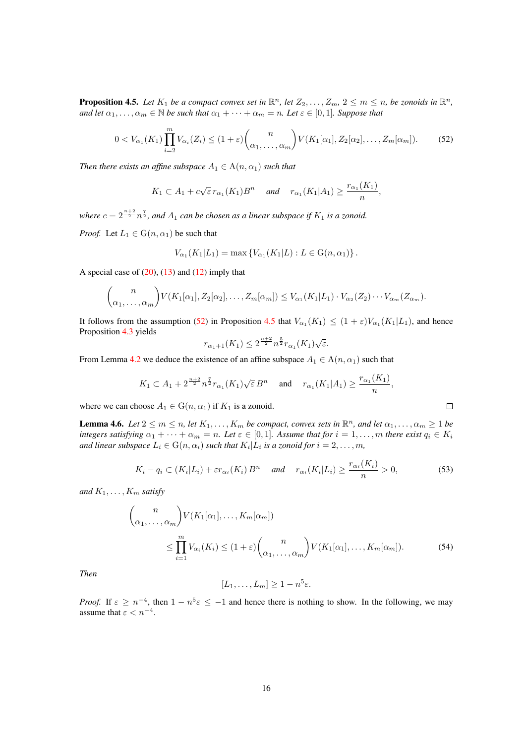**Proposition 4.5.** *Let $K_1$ be a compact convex set in $\mathbb{R}^n$, let $Z_2, \dots, Z_m$, $2 \le m \le n$, be zonoids in $\mathbb{R}^n$, and let $\alpha_1, \dots, \alpha_m \in \mathbb{N}$ be such that $\alpha_1 + \dots + \alpha_m = n$. Let $\varepsilon \in [0,1]$. Suppose that*

$$0 < V_{\alpha_1}(K_1) \prod_{i=2}^{m} V_{\alpha_i}(Z_i) \le (1+\varepsilon) \binom{n}{\alpha_1, \dots, \alpha_m} V(K_1[\alpha_1], Z_2[\alpha_2], \dots, Z_m[\alpha_m]). \tag{52}$$

*Then there exists an affine subspace $A_1 \in \mathrm{A}(n, \alpha_1)$ such that*

$$K_1 \subset A_1 + c\sqrt{\varepsilon}\, r_{\alpha_1}(K_1) B^n \quad \textit{and} \quad r_{\alpha_1}(K_1|A_1) \ge \frac{r_{\alpha_1}(K_1)}{n},$$

*where $c = 2^{\frac{n+2}{2}} n^{\frac{7}{2}}$, and $A_1$ can be chosen as a linear subspace if $K_1$ is a zonoid.*

*Proof.* Let $L_1 \in \mathrm{G}(n, \alpha_1)$ be such that

$$V_{\alpha_1}(K_1|L_1) = \max\left\{V_{\alpha_1}(K_1|L) : L \in \mathrm{G}(n, \alpha_1)\right\}.$$

A special case of (20), (13) and (12) imply that

$$\binom{n}{\alpha_1, \dots, \alpha_m} V(K_1[\alpha_1], Z_2[\alpha_2], \dots, Z_m[\alpha_m]) \le V_{\alpha_1}(K_1|L_1) \cdot V_{\alpha_2}(Z_2) \cdots V_{\alpha_m}(Z_{\alpha_m}).$$

It follows from the assumption (52) in Proposition 4.5 that $V_{\alpha_1}(K_1) \le (1+\varepsilon) V_{\alpha_1}(K_1|L_1)$, and hence Proposition 4.3 yields

$$r_{\alpha_1+1}(K_1) \le 2^{\frac{n+2}{2}} n^{\frac{5}{2}} r_{\alpha_1}(K_1)\sqrt{\varepsilon}.$$

From Lemma 4.2 we deduce the existence of an affine subspace $A_1 \in \mathrm{A}(n, \alpha_1)$ such that

$$K_1 \subset A_1 + 2^{\frac{n+2}{2}} n^{\frac{7}{2}} r_{\alpha_1}(K_1)\sqrt{\varepsilon}\, B^n \quad \text{and} \quad r_{\alpha_1}(K_1|A_1) \ge \frac{r_{\alpha_1}(K_1)}{n},$$

where we can choose $A_1 \in \mathrm{G}(n, \alpha_1)$ if $K_1$ is a zonoid. $\square$

**Lemma 4.6.** *Let $2 \le m \le n$, let $K_1, \dots, K_m$ be compact, convex sets in $\mathbb{R}^n$, and let $\alpha_1, \dots, \alpha_m \ge 1$ be integers satisfying $\alpha_1 + \dots + \alpha_m = n$. Let $\varepsilon \in [0,1]$. Assume that for $i = 1, \dots, m$ there exist $q_i \in K_i$ and linear subspace $L_i \in \mathrm{G}(n, \alpha_i)$ such that $K_i|L_i$ is a zonoid for $i = 2, \dots, m$,*

$$K_i - q_i \subset (K_i|L_i) + \varepsilon r_{\alpha_i}(K_i)\, B^n \quad \textit{and} \quad r_{\alpha_i}(K_i|L_i) \ge \frac{r_{\alpha_i}(K_i)}{n} > 0, \tag{53}$$

*and $K_1, \dots, K_m$ satisfy*

$$\binom{n}{\alpha_1, \dots, \alpha_m} V(K_1[\alpha_1], \dots, K_m[\alpha_m]) \le \prod_{i=1}^{m} V_{\alpha_i}(K_i) \le (1+\varepsilon) \binom{n}{\alpha_1, \dots, \alpha_m} V(K_1[\alpha_1], \dots, K_m[\alpha_m]). \tag{54}$$

*Then*

$$[L_1, \dots, L_m] \ge 1 - n^5 \varepsilon.$$

*Proof.* If $\varepsilon \ge n^{-4}$, then $1 - n^5\varepsilon \le -1$ and hence there is nothing to show. In the following, we may assume that $\varepsilon < n^{-4}$.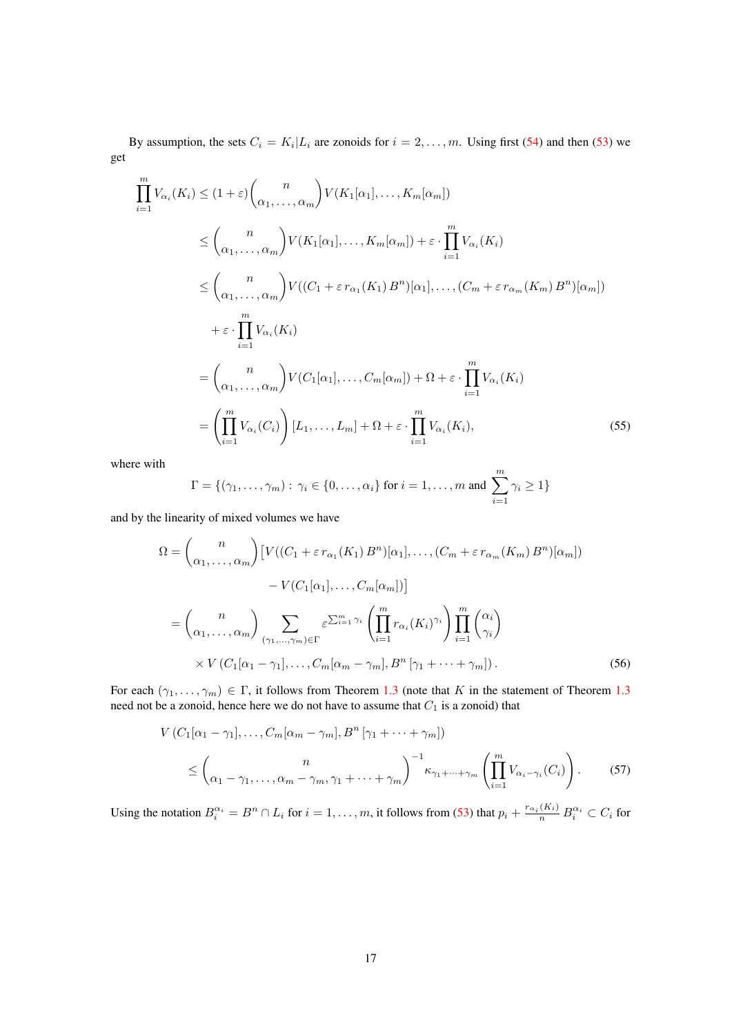By assumption, the sets $C_i = K_i|L_i$ are zonoids for $i = 2, \ldots, m$. Using first (54) and then (53) we get

$$
\begin{aligned}
\prod_{i=1}^m V_{\alpha_i}(K_i) &\le (1+\varepsilon)\binom{n}{\alpha_1, \ldots, \alpha_m} V(K_1[\alpha_1], \ldots, K_m[\alpha_m]) \\
&\le \binom{n}{\alpha_1, \ldots, \alpha_m} V(K_1[\alpha_1], \ldots, K_m[\alpha_m]) + \varepsilon \cdot \prod_{i=1}^m V_{\alpha_i}(K_i) \\
&\le \binom{n}{\alpha_1, \ldots, \alpha_m} V((C_1 + \varepsilon\, r_{\alpha_1}(K_1)\, B^n)[\alpha_1], \ldots, (C_m + \varepsilon\, r_{\alpha_m}(K_m)\, B^n)[\alpha_m]) \\
&\quad + \varepsilon \cdot \prod_{i=1}^m V_{\alpha_i}(K_i) \\
&= \binom{n}{\alpha_1, \ldots, \alpha_m} V(C_1[\alpha_1], \ldots, C_m[\alpha_m]) + \Omega + \varepsilon \cdot \prod_{i=1}^m V_{\alpha_i}(K_i) \\
&= \left(\prod_{i=1}^m V_{\alpha_i}(C_i)\right)[L_1, \ldots, L_m] + \Omega + \varepsilon \cdot \prod_{i=1}^m V_{\alpha_i}(K_i),
\end{aligned} \tag{55}
$$

where with

$$
\Gamma = \{(\gamma_1, \ldots, \gamma_m) : \gamma_i \in \{0, \ldots, \alpha_i\} \text{ for } i = 1, \ldots, m \text{ and } \sum_{i=1}^m \gamma_i \ge 1\}
$$

and by the linearity of mixed volumes we have

$$
\begin{aligned}
\Omega &= \binom{n}{\alpha_1, \ldots, \alpha_m}\big[V((C_1 + \varepsilon\, r_{\alpha_1}(K_1)\, B^n)[\alpha_1], \ldots, (C_m + \varepsilon\, r_{\alpha_m}(K_m)\, B^n)[\alpha_m]) \\
&\qquad - V(C_1[\alpha_1], \ldots, C_m[\alpha_m])\big] \\
&= \binom{n}{\alpha_1, \ldots, \alpha_m} \sum_{(\gamma_1, \ldots, \gamma_m) \in \Gamma} \varepsilon^{\sum_{i=1}^m \gamma_i} \left(\prod_{i=1}^m r_{\alpha_i}(K_i)^{\gamma_i}\right) \prod_{i=1}^m \binom{\alpha_i}{\gamma_i} \\
&\qquad \times V\left(C_1[\alpha_1 - \gamma_1], \ldots, C_m[\alpha_m - \gamma_m], B^n\left[\gamma_1 + \cdots + \gamma_m\right]\right).
\end{aligned} \tag{56}
$$

For each $(\gamma_1, \ldots, \gamma_m) \in \Gamma$, it follows from Theorem 1.3 (note that $K$ in the statement of Theorem 1.3 need not be a zonoid, hence here we do not have to assume that $C_1$ is a zonoid) that

$$
\begin{aligned}
&V\left(C_1[\alpha_1 - \gamma_1], \ldots, C_m[\alpha_m - \gamma_m], B^n\left[\gamma_1 + \cdots + \gamma_m\right]\right) \\
&\qquad \le \binom{n}{\alpha_1 - \gamma_1, \ldots, \alpha_m - \gamma_m, \gamma_1 + \cdots + \gamma_m}^{-1} \kappa_{\gamma_1 + \cdots + \gamma_m} \left(\prod_{i=1}^m V_{\alpha_i - \gamma_i}(C_i)\right).
\end{aligned} \tag{57}
$$

Using the notation $B_i^{\alpha_i} = B^n \cap L_i$ for $i = 1, \ldots, m$, it follows from (53) that $p_i + \frac{r_{\alpha_i}(K_i)}{n} B_i^{\alpha_i} \subset C_i$ for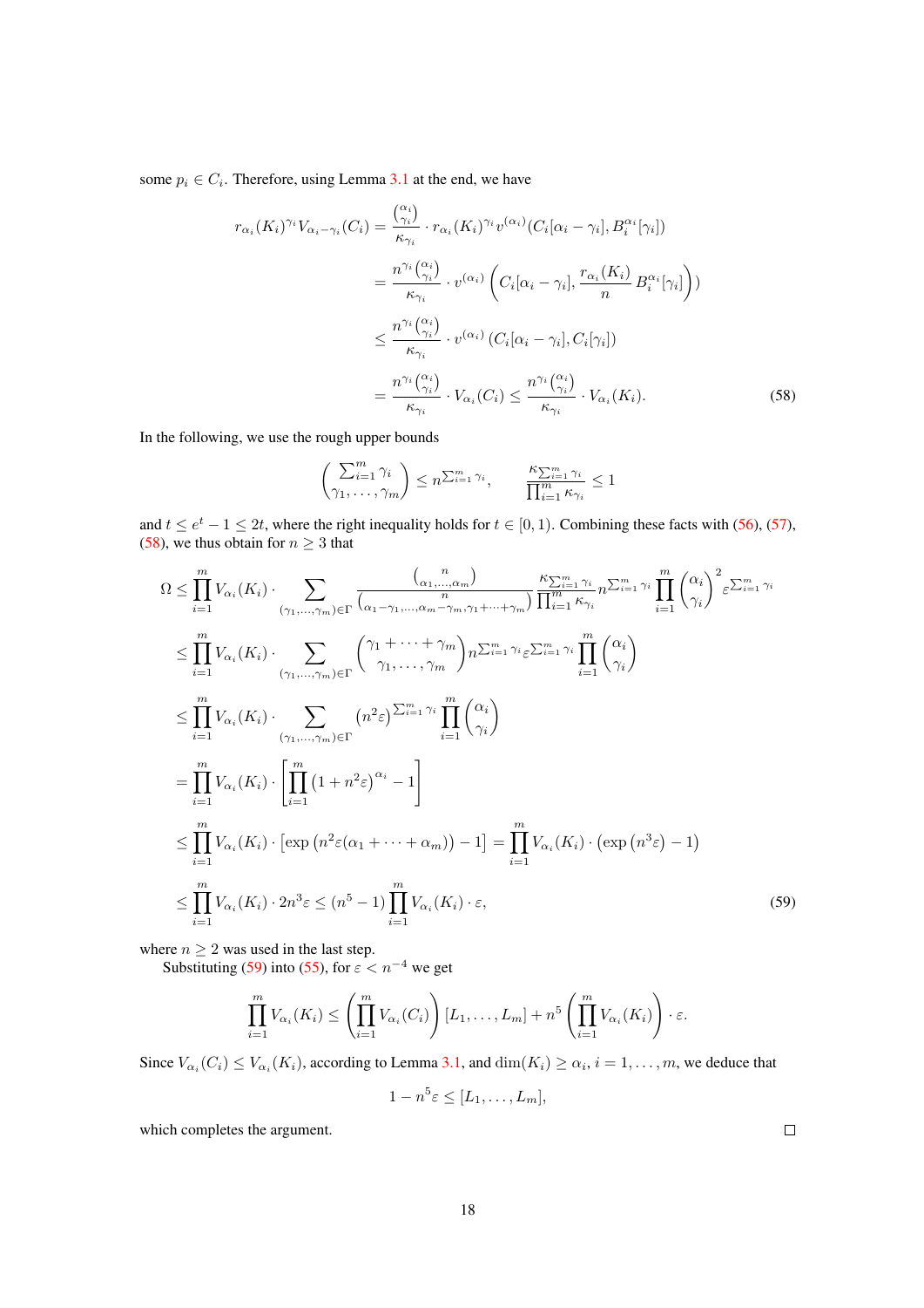some $p_i \in C_i$. Therefore, using Lemma 3.1 at the end, we have

$$
\begin{aligned}
r_{\alpha_i}(K_i)^{\gamma_i} V_{\alpha_i-\gamma_i}(C_i) &= \frac{\binom{\alpha_i}{\gamma_i}}{\kappa_{\gamma_i}} \cdot r_{\alpha_i}(K_i)^{\gamma_i} v^{(\alpha_i)}(C_i[\alpha_i-\gamma_i], B_i^{\alpha_i}[\gamma_i]) \\
&= \frac{n^{\gamma_i}\binom{\alpha_i}{\gamma_i}}{\kappa_{\gamma_i}} \cdot v^{(\alpha_i)}\left(C_i[\alpha_i-\gamma_i], \frac{r_{\alpha_i}(K_i)}{n} B_i^{\alpha_i}[\gamma_i]\right)) \\
&\le \frac{n^{\gamma_i}\binom{\alpha_i}{\gamma_i}}{\kappa_{\gamma_i}} \cdot v^{(\alpha_i)}\left(C_i[\alpha_i-\gamma_i], C_i[\gamma_i]\right) \\
&= \frac{n^{\gamma_i}\binom{\alpha_i}{\gamma_i}}{\kappa_{\gamma_i}} \cdot V_{\alpha_i}(C_i) \le \frac{n^{\gamma_i}\binom{\alpha_i}{\gamma_i}}{\kappa_{\gamma_i}} \cdot V_{\alpha_i}(K_i).
\end{aligned} \tag{58}
$$

In the following, we use the rough upper bounds

$$
\binom{\sum_{i=1}^m \gamma_i}{\gamma_1,\ldots,\gamma_m} \le n^{\sum_{i=1}^m \gamma_i}, \qquad \frac{\kappa_{\sum_{i=1}^m \gamma_i}}{\prod_{i=1}^m \kappa_{\gamma_i}} \le 1
$$

and $t \le e^t - 1 \le 2t$, where the right inequality holds for $t \in [0,1)$. Combining these facts with (56), (57), (58), we thus obtain for $n \ge 3$ that

$$
\begin{aligned}
\Omega &\le \prod_{i=1}^m V_{\alpha_i}(K_i) \cdot \sum_{(\gamma_1,\ldots,\gamma_m)\in\Gamma} \frac{\binom{n}{\alpha_1,\ldots,\alpha_m}}{\binom{n}{\alpha_1-\gamma_1,\ldots,\alpha_m-\gamma_m,\gamma_1+\cdots+\gamma_m}} \frac{\kappa_{\sum_{i=1}^m \gamma_i}}{\prod_{i=1}^m \kappa_{\gamma_i}} n^{\sum_{i=1}^m \gamma_i} \prod_{i=1}^m \binom{\alpha_i}{\gamma_i}^2 \varepsilon^{\sum_{i=1}^m \gamma_i} \\
&\le \prod_{i=1}^m V_{\alpha_i}(K_i) \cdot \sum_{(\gamma_1,\ldots,\gamma_m)\in\Gamma} \binom{\gamma_1+\cdots+\gamma_m}{\gamma_1,\ldots,\gamma_m} n^{\sum_{i=1}^m \gamma_i} \varepsilon^{\sum_{i=1}^m \gamma_i} \prod_{i=1}^m \binom{\alpha_i}{\gamma_i} \\
&\le \prod_{i=1}^m V_{\alpha_i}(K_i) \cdot \sum_{(\gamma_1,\ldots,\gamma_m)\in\Gamma} \left(n^2\varepsilon\right)^{\sum_{i=1}^m \gamma_i} \prod_{i=1}^m \binom{\alpha_i}{\gamma_i} \\
&= \prod_{i=1}^m V_{\alpha_i}(K_i) \cdot \left[\prod_{i=1}^m \left(1+n^2\varepsilon\right)^{\alpha_i} - 1\right] \\
&\le \prod_{i=1}^m V_{\alpha_i}(K_i) \cdot \left[\exp\left(n^2\varepsilon(\alpha_1+\cdots+\alpha_m)\right) - 1\right] = \prod_{i=1}^m V_{\alpha_i}(K_i) \cdot \left(\exp\left(n^3\varepsilon\right) - 1\right) \\
&\le \prod_{i=1}^m V_{\alpha_i}(K_i) \cdot 2n^3\varepsilon \le (n^5-1) \prod_{i=1}^m V_{\alpha_i}(K_i) \cdot \varepsilon,
\end{aligned} \tag{59}
$$

where $n \ge 2$ was used in the last step.

Substituting (59) into (55), for $\varepsilon < n^{-4}$ we get

$$
\prod_{i=1}^m V_{\alpha_i}(K_i) \le \left(\prod_{i=1}^m V_{\alpha_i}(C_i)\right)[L_1,\ldots,L_m] + n^5 \left(\prod_{i=1}^m V_{\alpha_i}(K_i)\right) \cdot \varepsilon.
$$

Since $V_{\alpha_i}(C_i) \le V_{\alpha_i}(K_i)$, according to Lemma 3.1, and $\dim(K_i) \ge \alpha_i$, $i = 1,\ldots,m$, we deduce that

$$
1 - n^5\varepsilon \le [L_1,\ldots,L_m],
$$

which completes the argument. $\square$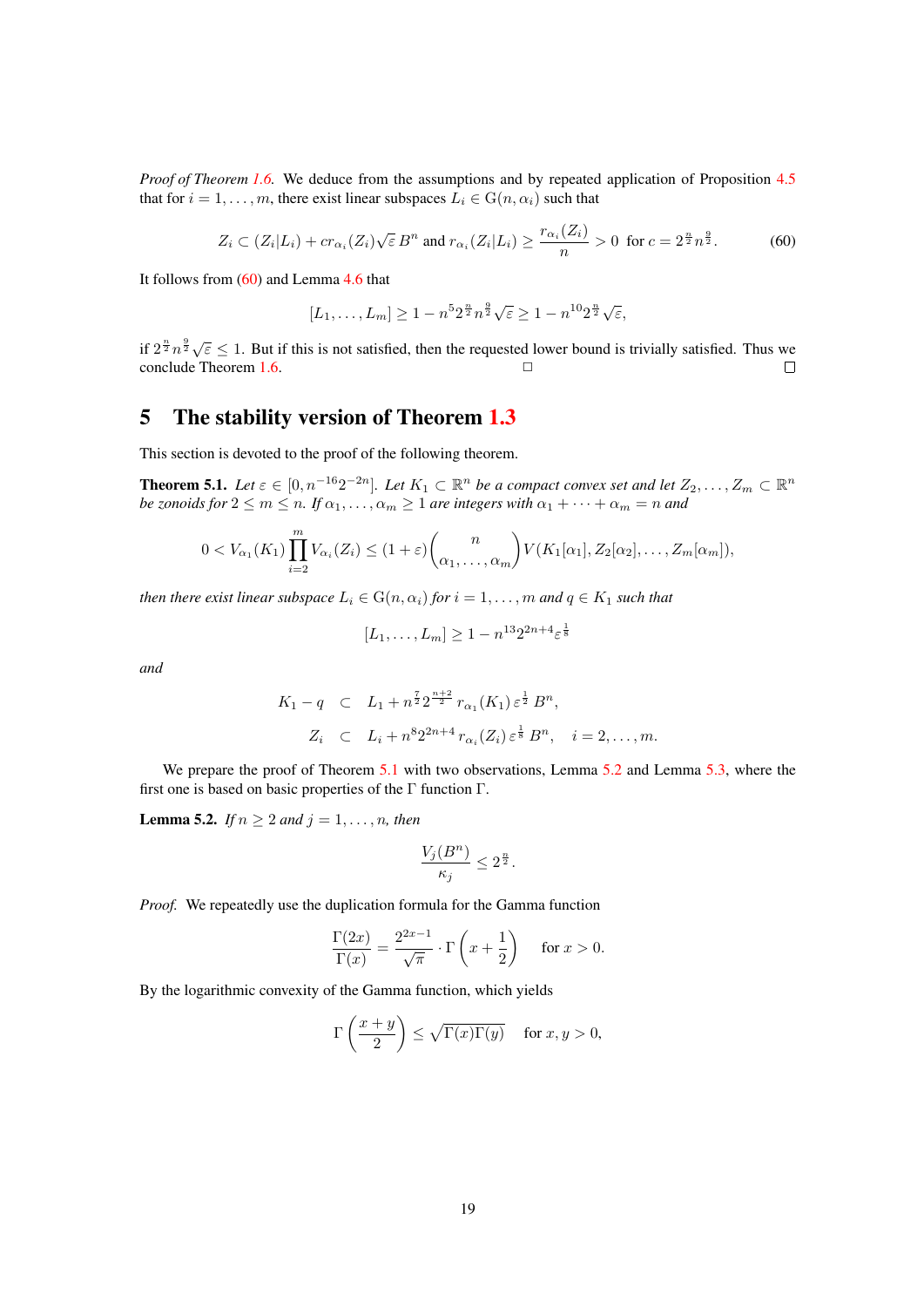*Proof of Theorem 1.6.* We deduce from the assumptions and by repeated application of Proposition 4.5 that for $i = 1, \ldots, m$, there exist linear subspaces $L_i \in \mathrm{G}(n, \alpha_i)$ such that

$$Z_i \subset (Z_i|L_i) + c r_{\alpha_i}(Z_i)\sqrt{\varepsilon}\, B^n \text{ and } r_{\alpha_i}(Z_i|L_i) \geq \frac{r_{\alpha_i}(Z_i)}{n} > 0 \text{ for } c = 2^{\frac{n}{2}} n^{\frac{9}{2}}. \tag{60}$$

It follows from (60) and Lemma 4.6 that

$$[L_1, \ldots, L_m] \geq 1 - n^5 2^{\frac{n}{2}} n^{\frac{9}{2}} \sqrt{\varepsilon} \geq 1 - n^{10} 2^{\frac{n}{2}} \sqrt{\varepsilon},$$

if $2^{\frac{n}{2}} n^{\frac{9}{2}} \sqrt{\varepsilon} \leq 1$. But if this is not satisfied, then the requested lower bound is trivially satisfied. Thus we conclude Theorem 1.6. □ □

## 5 The stability version of Theorem 1.3

This section is devoted to the proof of the following theorem.

**Theorem 5.1.** *Let $\varepsilon \in [0, n^{-16} 2^{-2n}]$. Let $K_1 \subset \mathbb{R}^n$ be a compact convex set and let $Z_2, \ldots, Z_m \subset \mathbb{R}^n$ be zonoids for $2 \leq m \leq n$. If $\alpha_1, \ldots, \alpha_m \geq 1$ are integers with $\alpha_1 + \cdots + \alpha_m = n$ and*

$$0 < V_{\alpha_1}(K_1) \prod_{i=2}^{m} V_{\alpha_i}(Z_i) \leq (1+\varepsilon) \binom{n}{\alpha_1, \ldots, \alpha_m} V(K_1[\alpha_1], Z_2[\alpha_2], \ldots, Z_m[\alpha_m]),$$

*then there exist linear subspace $L_i \in \mathrm{G}(n, \alpha_i)$ for $i = 1, \ldots, m$ and $q \in K_1$ such that*

$$[L_1, \ldots, L_m] \geq 1 - n^{13} 2^{2n+4} \varepsilon^{\frac{1}{8}}$$

*and*

$$\begin{aligned}
K_1 - q \quad &\subset \quad L_1 + n^{\frac{7}{2}} 2^{\frac{n+2}{2}} r_{\alpha_1}(K_1)\, \varepsilon^{\frac{1}{2}}\, B^n, \\
Z_i \quad &\subset \quad L_i + n^8 2^{2n+4} r_{\alpha_i}(Z_i)\, \varepsilon^{\frac{1}{8}}\, B^n, \quad i = 2, \ldots, m.
\end{aligned}$$

We prepare the proof of Theorem 5.1 with two observations, Lemma 5.2 and Lemma 5.3, where the first one is based on basic properties of the $\Gamma$ function $\Gamma$.

**Lemma 5.2.** *If $n \geq 2$ and $j = 1, \ldots, n$, then*

$$\frac{V_j(B^n)}{\kappa_j} \leq 2^{\frac{n}{2}}.$$

*Proof.* We repeatedly use the duplication formula for the Gamma function

$$\frac{\Gamma(2x)}{\Gamma(x)} = \frac{2^{2x-1}}{\sqrt{\pi}} \cdot \Gamma\left(x + \frac{1}{2}\right) \quad \text{for } x > 0.$$

By the logarithmic convexity of the Gamma function, which yields

$$\Gamma\left(\frac{x+y}{2}\right) \leq \sqrt{\Gamma(x)\Gamma(y)} \quad \text{for } x, y > 0,$$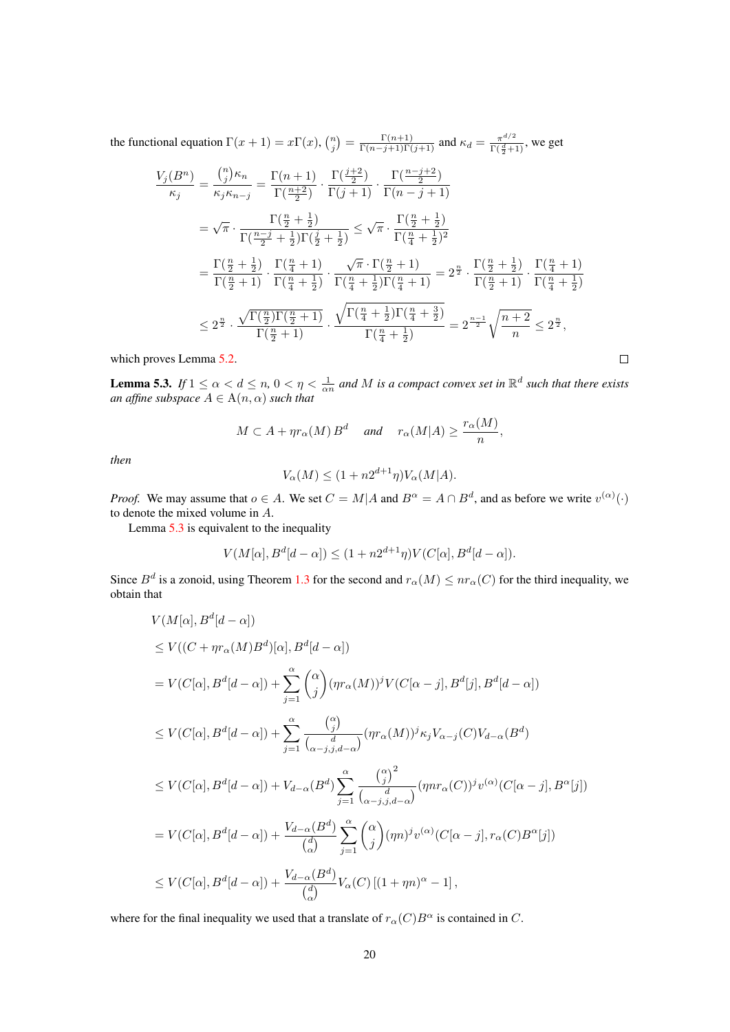the functional equation $\Gamma(x+1) = x\Gamma(x)$, $\binom{n}{j} = \frac{\Gamma(n+1)}{\Gamma(n-j+1)\Gamma(j+1)}$ and $\kappa_d = \frac{\pi^{d/2}}{\Gamma(\frac{d}{2}+1)}$, we get

$$
\begin{aligned}
\frac{V_j(B^n)}{\kappa_j} &= \frac{\binom{n}{j}\kappa_n}{\kappa_j\kappa_{n-j}} = \frac{\Gamma(n+1)}{\Gamma(\frac{n+2}{2})} \cdot \frac{\Gamma(\frac{j+2}{2})}{\Gamma(j+1)} \cdot \frac{\Gamma(\frac{n-j+2}{2})}{\Gamma(n-j+1)} \\
&= \sqrt{\pi} \cdot \frac{\Gamma(\frac{n}{2}+\frac{1}{2})}{\Gamma(\frac{n-j}{2}+\frac{1}{2})\Gamma(\frac{j}{2}+\frac{1}{2})} \leq \sqrt{\pi} \cdot \frac{\Gamma(\frac{n}{2}+\frac{1}{2})}{\Gamma(\frac{n}{4}+\frac{1}{2})^2} \\
&= \frac{\Gamma(\frac{n}{2}+\frac{1}{2})}{\Gamma(\frac{n}{2}+1)} \cdot \frac{\Gamma(\frac{n}{4}+1)}{\Gamma(\frac{n}{4}+\frac{1}{2})} \cdot \frac{\sqrt{\pi}\cdot\Gamma(\frac{n}{2}+1)}{\Gamma(\frac{n}{4}+\frac{1}{2})\Gamma(\frac{n}{4}+1)} = 2^{\frac{n}{2}} \cdot \frac{\Gamma(\frac{n}{2}+\frac{1}{2})}{\Gamma(\frac{n}{2}+1)} \cdot \frac{\Gamma(\frac{n}{4}+1)}{\Gamma(\frac{n}{4}+\frac{1}{2})} \\
&\leq 2^{\frac{n}{2}} \cdot \frac{\sqrt{\Gamma(\frac{n}{2})\Gamma(\frac{n}{2}+1)}}{\Gamma(\frac{n}{2}+1)} \cdot \frac{\sqrt{\Gamma(\frac{n}{4}+\frac{1}{2})\Gamma(\frac{n}{4}+\frac{3}{2})}}{\Gamma(\frac{n}{4}+\frac{1}{2})} = 2^{\frac{n-1}{2}}\sqrt{\frac{n+2}{n}} \leq 2^{\frac{n}{2}},
\end{aligned}
$$

which proves Lemma 5.2. □

**Lemma 5.3.** *If $1 \leq \alpha < d \leq n$, $0 < \eta < \frac{1}{\alpha n}$ and $M$ is a compact convex set in $\mathbb{R}^d$ such that there exists an affine subspace $A \in \mathrm{A}(n, \alpha)$ such that*

$$
M \subset A + \eta r_\alpha(M)\, B^d \quad \text{and} \quad r_\alpha(M|A) \geq \frac{r_\alpha(M)}{n},
$$

*then*

$$
V_\alpha(M) \leq (1 + n2^{d+1}\eta)V_\alpha(M|A).
$$

*Proof.* We may assume that $o \in A$. We set $C = M|A$ and $B^\alpha = A \cap B^d$, and as before we write $v^{(\alpha)}(\cdot)$ to denote the mixed volume in $A$.

Lemma 5.3 is equivalent to the inequality

$$
V(M[\alpha], B^d[d-\alpha]) \leq (1 + n2^{d+1}\eta)V(C[\alpha], B^d[d-\alpha]).
$$

Since $B^d$ is a zonoid, using Theorem 1.3 for the second and $r_\alpha(M) \leq n r_\alpha(C)$ for the third inequality, we obtain that

$$
\begin{aligned}
&V(M[\alpha], B^d[d-\alpha]) \\
&\leq V((C + \eta r_\alpha(M)B^d)[\alpha], B^d[d-\alpha]) \\
&= V(C[\alpha], B^d[d-\alpha]) + \sum_{j=1}^{\alpha}\binom{\alpha}{j}(\eta r_\alpha(M))^j V(C[\alpha-j], B^d[j], B^d[d-\alpha]) \\
&\leq V(C[\alpha], B^d[d-\alpha]) + \sum_{j=1}^{\alpha}\frac{\binom{\alpha}{j}}{\binom{d}{\alpha-j,j,d-\alpha}}(\eta r_\alpha(M))^j \kappa_j V_{\alpha-j}(C)V_{d-\alpha}(B^d) \\
&\leq V(C[\alpha], B^d[d-\alpha]) + V_{d-\alpha}(B^d)\sum_{j=1}^{\alpha}\frac{\binom{\alpha}{j}^2}{\binom{d}{\alpha-j,j,d-\alpha}}(\eta n r_\alpha(C))^j v^{(\alpha)}(C[\alpha-j], B^\alpha[j]) \\
&= V(C[\alpha], B^d[d-\alpha]) + \frac{V_{d-\alpha}(B^d)}{\binom{d}{\alpha}}\sum_{j=1}^{\alpha}\binom{\alpha}{j}(\eta n)^j v^{(\alpha)}(C[\alpha-j], r_\alpha(C)B^\alpha[j]) \\
&\leq V(C[\alpha], B^d[d-\alpha]) + \frac{V_{d-\alpha}(B^d)}{\binom{d}{\alpha}}V_\alpha(C)\left[(1+\eta n)^\alpha - 1\right],
\end{aligned}
$$

where for the final inequality we used that a translate of $r_\alpha(C)B^\alpha$ is contained in $C$.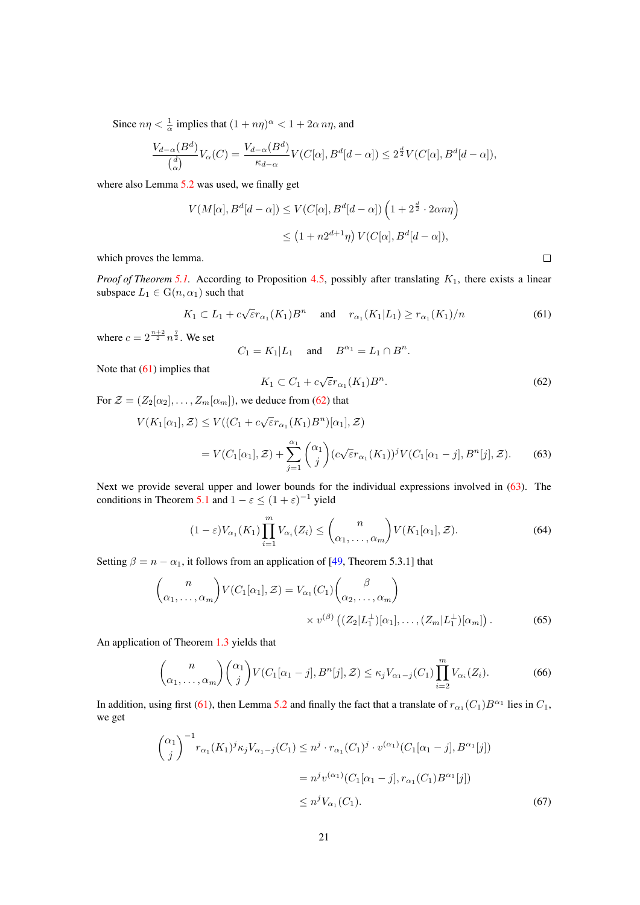Since $n\eta < \frac{1}{\alpha}$ implies that $(1+n\eta)^\alpha < 1+2\alpha\, n\eta$, and

$$\frac{V_{d-\alpha}(B^d)}{\binom{d}{\alpha}} V_\alpha(C) = \frac{V_{d-\alpha}(B^d)}{\kappa_{d-\alpha}} V(C[\alpha], B^d[d-\alpha]) \le 2^{\frac{d}{2}} V(C[\alpha], B^d[d-\alpha]),$$

where also Lemma 5.2 was used, we finally get

$$\begin{aligned} V(M[\alpha], B^d[d-\alpha]) &\le V(C[\alpha], B^d[d-\alpha]) \left(1 + 2^{\frac{d}{2}} \cdot 2\alpha n \eta\right) \\ &\le \left(1 + n 2^{d+1}\eta\right) V(C[\alpha], B^d[d-\alpha]), \end{aligned}$$

which proves the lemma. $\square$

*Proof of Theorem 5.1.* According to Proposition 4.5, possibly after translating $K_1$, there exists a linear subspace $L_1 \in \mathrm{G}(n, \alpha_1)$ such that

$$K_1 \subset L_1 + c\sqrt{\varepsilon} r_{\alpha_1}(K_1) B^n \quad \text{and} \quad r_{\alpha_1}(K_1|L_1) \ge r_{\alpha_1}(K_1)/n \tag{61}$$

where $c = 2^{\frac{n+2}{2}} n^{\frac{7}{2}}$. We set

$$C_1 = K_1|L_1 \quad \text{and} \quad B^{\alpha_1} = L_1 \cap B^n.$$

Note that (61) implies that

$$K_1 \subset C_1 + c\sqrt{\varepsilon} r_{\alpha_1}(K_1) B^n. \tag{62}$$

For $\mathcal{Z} = (Z_2[\alpha_2], \ldots, Z_m[\alpha_m])$, we deduce from (62) that

$$\begin{aligned} V(K_1[\alpha_1], \mathcal{Z}) &\le V((C_1 + c\sqrt{\varepsilon} r_{\alpha_1}(K_1) B^n)[\alpha_1], \mathcal{Z}) \\ &= V(C_1[\alpha_1], \mathcal{Z}) + \sum_{j=1}^{\alpha_1} \binom{\alpha_1}{j} (c\sqrt{\varepsilon} r_{\alpha_1}(K_1))^j V(C_1[\alpha_1 - j], B^n[j], \mathcal{Z}). \end{aligned} \tag{63}$$

Next we provide several upper and lower bounds for the individual expressions involved in (63). The conditions in Theorem 5.1 and $1 - \varepsilon \le (1+\varepsilon)^{-1}$ yield

$$(1-\varepsilon) V_{\alpha_1}(K_1) \prod_{i=1}^m V_{\alpha_i}(Z_i) \le \binom{n}{\alpha_1, \ldots, \alpha_m} V(K_1[\alpha_1], \mathcal{Z}). \tag{64}$$

Setting $\beta = n - \alpha_1$, it follows from an application of [49, Theorem 5.3.1] that

$$\begin{aligned} \binom{n}{\alpha_1, \ldots, \alpha_m} V(C_1[\alpha_1], \mathcal{Z}) &= V_{\alpha_1}(C_1) \binom{\beta}{\alpha_2, \ldots, \alpha_m} \\ &\quad \times v^{(\beta)}\left((Z_2|L_1^\perp)[\alpha_1], \ldots, (Z_m|L_1^\perp)[\alpha_m]\right). \end{aligned} \tag{65}$$

An application of Theorem 1.3 yields that

$$\binom{n}{\alpha_1, \ldots, \alpha_m} \binom{\alpha_1}{j} V(C_1[\alpha_1 - j], B^n[j], \mathcal{Z}) \le \kappa_j V_{\alpha_1 - j}(C_1) \prod_{i=2}^m V_{\alpha_i}(Z_i). \tag{66}$$

In addition, using first (61), then Lemma 5.2 and finally the fact that a translate of $r_{\alpha_1}(C_1) B^{\alpha_1}$ lies in $C_1$, we get

$$\begin{aligned} \binom{\alpha_1}{j}^{-1} r_{\alpha_1}(K_1)^j \kappa_j V_{\alpha_1 - j}(C_1) &\le n^j \cdot r_{\alpha_1}(C_1)^j \cdot v^{(\alpha_1)}(C_1[\alpha_1 - j], B^{\alpha_1}[j]) \\ &= n^j v^{(\alpha_1)}(C_1[\alpha_1 - j], r_{\alpha_1}(C_1) B^{\alpha_1}[j]) \\ &\le n^j V_{\alpha_1}(C_1). \end{aligned} \tag{67}$$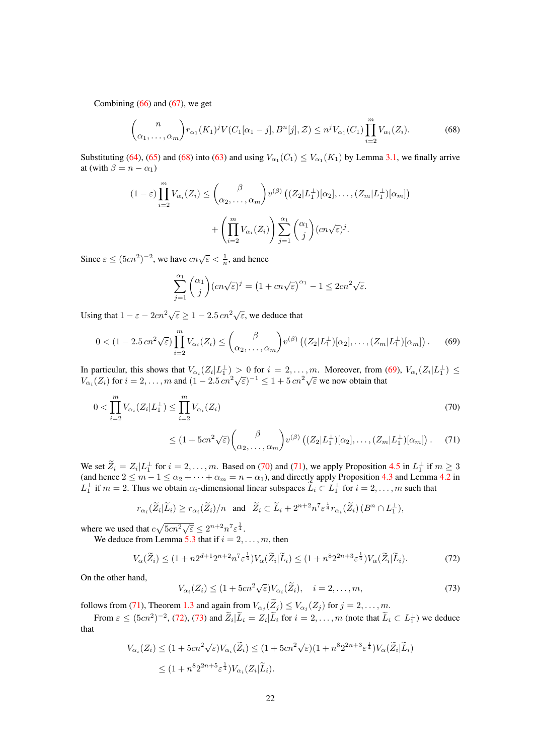Combining (66) and (67), we get

$$\binom{n}{\alpha_1,\dots,\alpha_m} r_{\alpha_1}(K_1)^j V(C_1[\alpha_1-j], B^n[j], \mathcal{Z}) \le n^j V_{\alpha_1}(C_1)\prod_{i=2}^m V_{\alpha_i}(Z_i). \tag{68}$$

Substituting (64), (65) and (68) into (63) and using $V_{\alpha_1}(C_1)\le V_{\alpha_1}(K_1)$ by Lemma 3.1, we finally arrive at (with $\beta = n-\alpha_1$)

$$\begin{aligned}(1-\varepsilon)\prod_{i=2}^m V_{\alpha_i}(Z_i) &\le \binom{\beta}{\alpha_2,\dots,\alpha_m} v^{(\beta)}\left((Z_2|L_1^\perp)[\alpha_2],\dots,(Z_m|L_1^\perp)[\alpha_m]\right)\\ &\quad + \left(\prod_{i=2}^m V_{\alpha_i}(Z_i)\right)\sum_{j=1}^{\alpha_1}\binom{\alpha_1}{j}(cn\sqrt{\varepsilon})^j.\end{aligned}$$

Since $\varepsilon \le (5cn^2)^{-2}$, we have $cn\sqrt{\varepsilon} < \frac{1}{n}$, and hence

$$\sum_{j=1}^{\alpha_1}\binom{\alpha_1}{j}(cn\sqrt{\varepsilon})^j = \left(1+cn\sqrt{\varepsilon}\right)^{\alpha_1} - 1 \le 2cn^2\sqrt{\varepsilon}.$$

Using that $1-\varepsilon-2cn^2\sqrt{\varepsilon} \ge 1-2.5\,cn^2\sqrt{\varepsilon}$, we deduce that

$$0 < (1-2.5\,cn^2\sqrt{\varepsilon})\prod_{i=2}^m V_{\alpha_i}(Z_i) \le \binom{\beta}{\alpha_2,\dots,\alpha_m} v^{(\beta)}\left((Z_2|L_1^\perp)[\alpha_2],\dots,(Z_m|L_1^\perp)[\alpha_m]\right). \tag{69}$$

In particular, this shows that $V_{\alpha_i}(Z_i|L_1^\perp) > 0$ for $i=2,\dots,m$. Moreover, from (69), $V_{\alpha_i}(Z_i|L_1^\perp) \le V_{\alpha_i}(Z_i)$ for $i=2,\dots,m$ and $(1-2.5\,cn^2\sqrt{\varepsilon})^{-1} \le 1+5\,cn^2\sqrt{\varepsilon}$ we now obtain that

$$\begin{aligned}0 < \prod_{i=2}^m V_{\alpha_i}(Z_i|L_1^\perp) &\le \prod_{i=2}^m V_{\alpha_i}(Z_i) &(70)\\ &\le (1+5cn^2\sqrt{\varepsilon})\binom{\beta}{\alpha_2,\dots,\alpha_m} v^{(\beta)}\left((Z_2|L_1^\perp)[\alpha_2],\dots,(Z_m|L_1^\perp)[\alpha_m]\right). &(71)\end{aligned}$$

We set $\widetilde{Z}_i = Z_i|L_1^\perp$ for $i=2,\dots,m$. Based on (70) and (71), we apply Proposition 4.5 in $L_1^\perp$ if $m\ge 3$ (and hence $2\le m-1\le \alpha_2+\dots+\alpha_m = n-\alpha_1$), and directly apply Proposition 4.3 and Lemma 4.2 in $L_1^\perp$ if $m=2$. Thus we obtain $\alpha_i$-dimensional linear subspaces $\widetilde{L}_i \subset L_1^\perp$ for $i=2,\dots,m$ such that

$$r_{\alpha_i}(\widetilde{Z}_i|\widetilde{L}_i) \ge r_{\alpha_i}(\widetilde{Z}_i)/n \quad\text{and}\quad \widetilde{Z}_i \subset \widetilde{L}_i + 2^{n+2}n^7\varepsilon^{\frac{1}{4}} r_{\alpha_i}(\widetilde{Z}_i)\,(B^n\cap L_1^\perp),$$

where we used that $c\sqrt{5cn^2\sqrt{\varepsilon}} \le 2^{n+2}n^7\varepsilon^{\frac14}$.

We deduce from Lemma 5.3 that if $i=2,\dots,m$, then

$$V_\alpha(\widetilde{Z}_i) \le (1+n2^{d+1}2^{n+2}n^7\varepsilon^{\frac14})V_\alpha(\widetilde{Z}_i|\widetilde{L}_i) \le (1+n^8 2^{2n+3}\varepsilon^{\frac14})V_\alpha(\widetilde{Z}_i|\widetilde{L}_i). \tag{72}$$

On the other hand,

$$V_{\alpha_i}(Z_i) \le (1+5cn^2\sqrt{\varepsilon})V_{\alpha_i}(\widetilde{Z}_i), \quad i=2,\dots,m, \tag{73}$$

follows from (71), Theorem 1.3 and again from $V_{\alpha_j}(\widetilde{Z}_j)\le V_{\alpha_j}(Z_j)$ for $j=2,\dots,m$.

From $\varepsilon \le (5cn^2)^{-2}$, (72), (73) and $\widetilde{Z}_i|\widetilde{L}_i = Z_i|\widetilde{L}_i$ for $i=2,\dots,m$ (note that $\widetilde{L}_i \subset L_1^\perp$) we deduce that

$$\begin{aligned}V_{\alpha_i}(Z_i) &\le (1+5cn^2\sqrt{\varepsilon})V_{\alpha_i}(\widetilde{Z}_i) \le (1+5cn^2\sqrt{\varepsilon})(1+n^8 2^{2n+3}\varepsilon^{\frac14})V_\alpha(\widetilde{Z}_i|\widetilde{L}_i)\\ &\le (1+n^8 2^{2n+5}\varepsilon^{\frac14})V_{\alpha_i}(Z_i|\widetilde{L}_i).\end{aligned}$$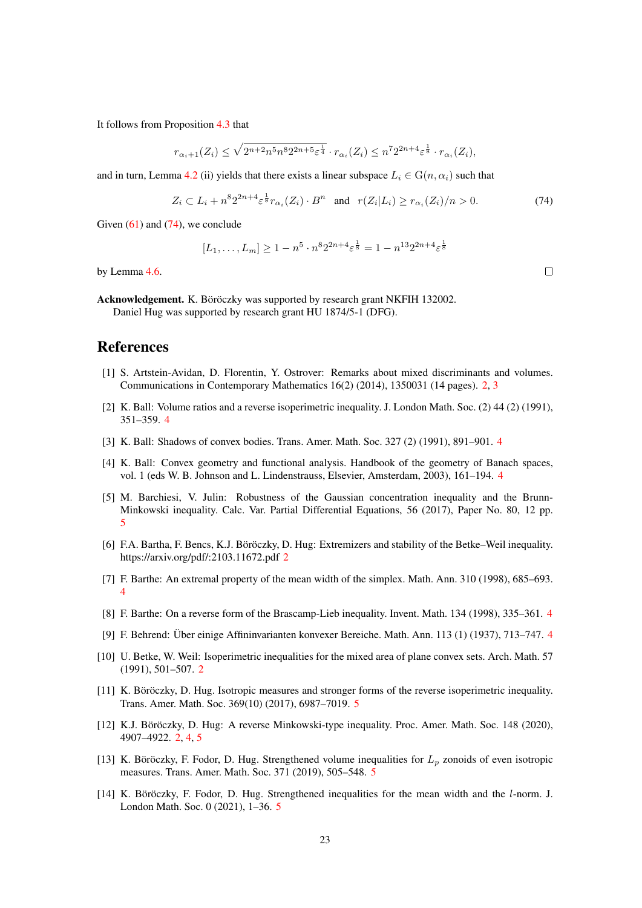It follows from Proposition 4.3 that

$$r_{\alpha_i+1}(Z_i) \leq \sqrt{2^{n+2}n^5 n^8 2^{2n+5}\varepsilon^{\frac{1}{4}}} \cdot r_{\alpha_i}(Z_i) \leq n^7 2^{2n+4}\varepsilon^{\frac{1}{8}} \cdot r_{\alpha_i}(Z_i),$$

and in turn, Lemma 4.2 (ii) yields that there exists a linear subspace $L_i \in \mathrm{G}(n, \alpha_i)$ such that

$$Z_i \subset L_i + n^8 2^{2n+4}\varepsilon^{\frac{1}{8}} r_{\alpha_i}(Z_i) \cdot B^n \quad \text{and} \quad r(Z_i|L_i) \geq r_{\alpha_i}(Z_i)/n > 0. \tag{74}$$

Given (61) and (74), we conclude

$$[L_1, \ldots, L_m] \geq 1 - n^5 \cdot n^8 2^{2n+4}\varepsilon^{\frac{1}{8}} = 1 - n^{13} 2^{2n+4}\varepsilon^{\frac{1}{8}}$$

by Lemma 4.6. □

**Acknowledgement.** K. Böröczky was supported by research grant NKFIH 132002.
Daniel Hug was supported by research grant HU 1874/5-1 (DFG).

## References

[1] S. Artstein-Avidan, D. Florentin, Y. Ostrover: Remarks about mixed discriminants and volumes. Communications in Contemporary Mathematics 16(2) (2014), 1350031 (14 pages). 2, 3

[2] K. Ball: Volume ratios and a reverse isoperimetric inequality. J. London Math. Soc. (2) 44 (2) (1991), 351–359. 4

[3] K. Ball: Shadows of convex bodies. Trans. Amer. Math. Soc. 327 (2) (1991), 891–901. 4

[4] K. Ball: Convex geometry and functional analysis. Handbook of the geometry of Banach spaces, vol. 1 (eds W. B. Johnson and L. Lindenstrauss, Elsevier, Amsterdam, 2003), 161–194. 4

[5] M. Barchiesi, V. Julin: Robustness of the Gaussian concentration inequality and the Brunn-Minkowski inequality. Calc. Var. Partial Differential Equations, 56 (2017), Paper No. 80, 12 pp. 5

[6] F.A. Bartha, F. Bencs, K.J. Böröczky, D. Hug: Extremizers and stability of the Betke–Weil inequality. https://arxiv.org/pdf/:2103.11672.pdf 2

[7] F. Barthe: An extremal property of the mean width of the simplex. Math. Ann. 310 (1998), 685–693. 4

[8] F. Barthe: On a reverse form of the Brascamp-Lieb inequality. Invent. Math. 134 (1998), 335–361. 4

[9] F. Behrend: Über einige Affininvarianten konvexer Bereiche. Math. Ann. 113 (1) (1937), 713–747. 4

[10] U. Betke, W. Weil: Isoperimetric inequalities for the mixed area of plane convex sets. Arch. Math. 57 (1991), 501–507. 2

[11] K. Böröczky, D. Hug. Isotropic measures and stronger forms of the reverse isoperimetric inequality. Trans. Amer. Math. Soc. 369(10) (2017), 6987–7019. 5

[12] K.J. Böröczky, D. Hug: A reverse Minkowski-type inequality. Proc. Amer. Math. Soc. 148 (2020), 4907–4922. 2, 4, 5

[13] K. Böröczky, F. Fodor, D. Hug. Strengthened volume inequalities for $L_p$ zonoids of even isotropic measures. Trans. Amer. Math. Soc. 371 (2019), 505–548. 5

[14] K. Böröczky, F. Fodor, D. Hug. Strengthened inequalities for the mean width and the $l$-norm. J. London Math. Soc. 0 (2021), 1–36. 5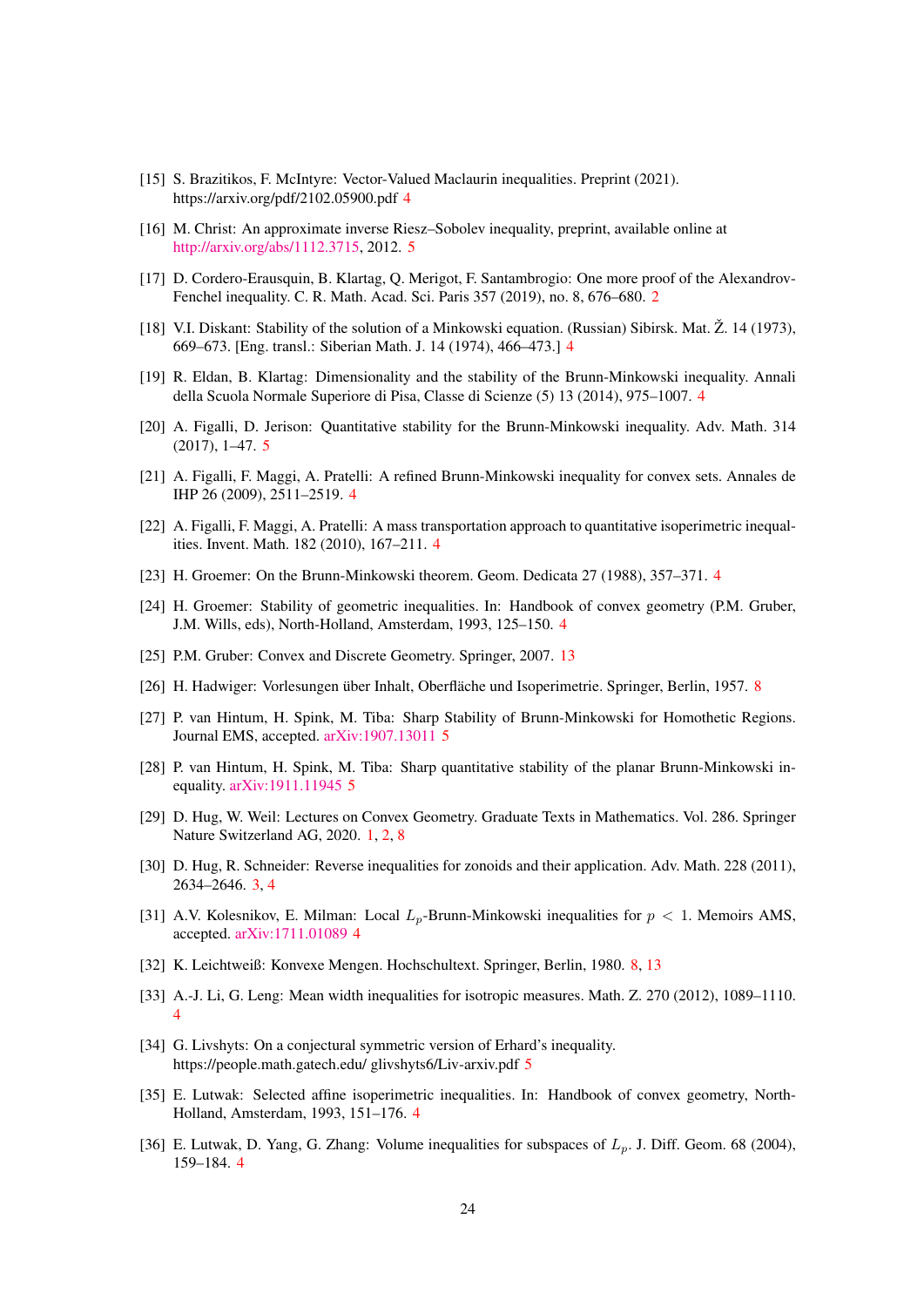[15] S. Brazitikos, F. McIntyre: Vector-Valued Maclaurin inequalities. Preprint (2021). https://arxiv.org/pdf/2102.05900.pdf 4

[16] M. Christ: An approximate inverse Riesz–Sobolev inequality, preprint, available online at http://arxiv.org/abs/1112.3715, 2012. 5

[17] D. Cordero-Erausquin, B. Klartag, Q. Merigot, F. Santambrogio: One more proof of the Alexandrov-Fenchel inequality. C. R. Math. Acad. Sci. Paris 357 (2019), no. 8, 676–680. 2

[18] V.I. Diskant: Stability of the solution of a Minkowski equation. (Russian) Sibirsk. Mat. Ž. 14 (1973), 669–673. [Eng. transl.: Siberian Math. J. 14 (1974), 466–473.] 4

[19] R. Eldan, B. Klartag: Dimensionality and the stability of the Brunn-Minkowski inequality. Annali della Scuola Normale Superiore di Pisa, Classe di Scienze (5) 13 (2014), 975–1007. 4

[20] A. Figalli, D. Jerison: Quantitative stability for the Brunn-Minkowski inequality. Adv. Math. 314 (2017), 1–47. 5

[21] A. Figalli, F. Maggi, A. Pratelli: A refined Brunn-Minkowski inequality for convex sets. Annales de IHP 26 (2009), 2511–2519. 4

[22] A. Figalli, F. Maggi, A. Pratelli: A mass transportation approach to quantitative isoperimetric inequalities. Invent. Math. 182 (2010), 167–211. 4

[23] H. Groemer: On the Brunn-Minkowski theorem. Geom. Dedicata 27 (1988), 357–371. 4

[24] H. Groemer: Stability of geometric inequalities. In: Handbook of convex geometry (P.M. Gruber, J.M. Wills, eds), North-Holland, Amsterdam, 1993, 125–150. 4

[25] P.M. Gruber: Convex and Discrete Geometry. Springer, 2007. 13

[26] H. Hadwiger: Vorlesungen über Inhalt, Oberfläche und Isoperimetrie. Springer, Berlin, 1957. 8

[27] P. van Hintum, H. Spink, M. Tiba: Sharp Stability of Brunn-Minkowski for Homothetic Regions. Journal EMS, accepted. arXiv:1907.13011 5

[28] P. van Hintum, H. Spink, M. Tiba: Sharp quantitative stability of the planar Brunn-Minkowski inequality. arXiv:1911.11945 5

[29] D. Hug, W. Weil: Lectures on Convex Geometry. Graduate Texts in Mathematics. Vol. 286. Springer Nature Switzerland AG, 2020. 1, 2, 8

[30] D. Hug, R. Schneider: Reverse inequalities for zonoids and their application. Adv. Math. 228 (2011), 2634–2646. 3, 4

[31] A.V. Kolesnikov, E. Milman: Local $L_p$-Brunn-Minkowski inequalities for $p < 1$. Memoirs AMS, accepted. arXiv:1711.01089 4

[32] K. Leichtweiß: Konvexe Mengen. Hochschultext. Springer, Berlin, 1980. 8, 13

[33] A.-J. Li, G. Leng: Mean width inequalities for isotropic measures. Math. Z. 270 (2012), 1089–1110. 4

[34] G. Livshyts: On a conjectural symmetric version of Erhard's inequality. https://people.math.gatech.edu/ glivshyts6/Liv-arxiv.pdf 5

[35] E. Lutwak: Selected affine isoperimetric inequalities. In: Handbook of convex geometry, North-Holland, Amsterdam, 1993, 151–176. 4

[36] E. Lutwak, D. Yang, G. Zhang: Volume inequalities for subspaces of $L_p$. J. Diff. Geom. 68 (2004), 159–184. 4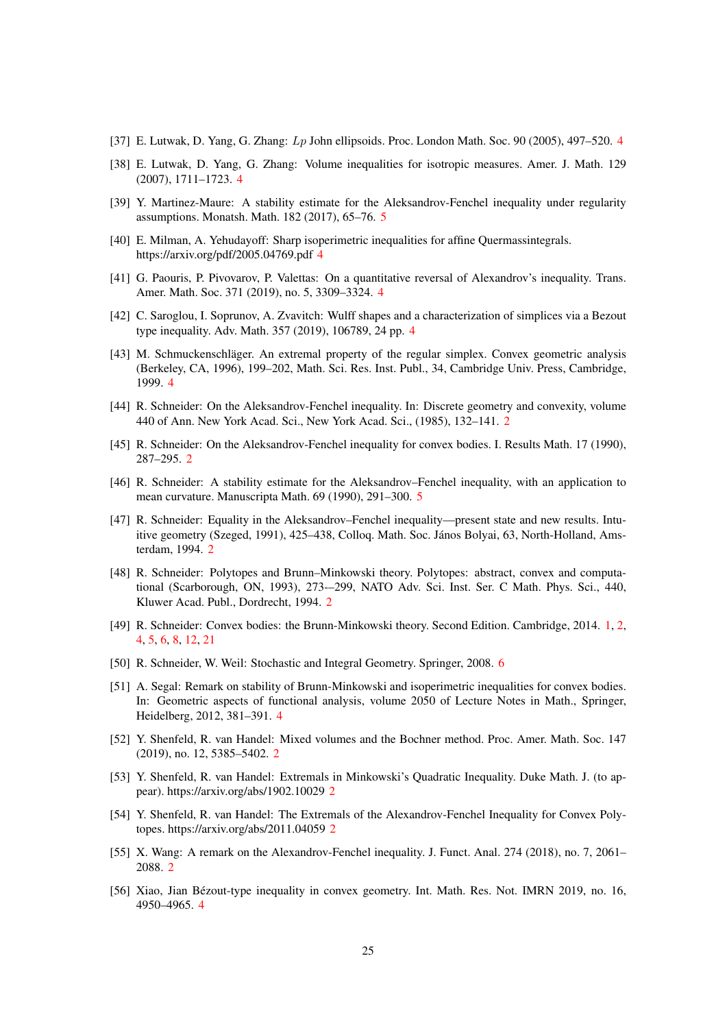[37] E. Lutwak, D. Yang, G. Zhang: $Lp$ John ellipsoids. Proc. London Math. Soc. 90 (2005), 497–520. 4

[38] E. Lutwak, D. Yang, G. Zhang: Volume inequalities for isotropic measures. Amer. J. Math. 129 (2007), 1711–1723. 4

[39] Y. Martinez-Maure: A stability estimate for the Aleksandrov-Fenchel inequality under regularity assumptions. Monatsh. Math. 182 (2017), 65–76. 5

[40] E. Milman, A. Yehudayoff: Sharp isoperimetric inequalities for affine Quermassintegrals. https://arxiv.org/pdf/2005.04769.pdf 4

[41] G. Paouris, P. Pivovarov, P. Valettas: On a quantitative reversal of Alexandrov's inequality. Trans. Amer. Math. Soc. 371 (2019), no. 5, 3309–3324. 4

[42] C. Saroglou, I. Soprunov, A. Zvavitch: Wulff shapes and a characterization of simplices via a Bezout type inequality. Adv. Math. 357 (2019), 106789, 24 pp. 4

[43] M. Schmuckenschläger. An extremal property of the regular simplex. Convex geometric analysis (Berkeley, CA, 1996), 199–202, Math. Sci. Res. Inst. Publ., 34, Cambridge Univ. Press, Cambridge, 1999. 4

[44] R. Schneider: On the Aleksandrov-Fenchel inequality. In: Discrete geometry and convexity, volume 440 of Ann. New York Acad. Sci., New York Acad. Sci., (1985), 132–141. 2

[45] R. Schneider: On the Aleksandrov-Fenchel inequality for convex bodies. I. Results Math. 17 (1990), 287–295. 2

[46] R. Schneider: A stability estimate for the Aleksandrov–Fenchel inequality, with an application to mean curvature. Manuscripta Math. 69 (1990), 291–300. 5

[47] R. Schneider: Equality in the Aleksandrov–Fenchel inequality—present state and new results. Intuitive geometry (Szeged, 1991), 425–438, Colloq. Math. Soc. János Bolyai, 63, North-Holland, Amsterdam, 1994. 2

[48] R. Schneider: Polytopes and Brunn–Minkowski theory. Polytopes: abstract, convex and computational (Scarborough, ON, 1993), 273-–299, NATO Adv. Sci. Inst. Ser. C Math. Phys. Sci., 440, Kluwer Acad. Publ., Dordrecht, 1994. 2

[49] R. Schneider: Convex bodies: the Brunn-Minkowski theory. Second Edition. Cambridge, 2014. 1, 2, 4, 5, 6, 8, 12, 21

[50] R. Schneider, W. Weil: Stochastic and Integral Geometry. Springer, 2008. 6

[51] A. Segal: Remark on stability of Brunn-Minkowski and isoperimetric inequalities for convex bodies. In: Geometric aspects of functional analysis, volume 2050 of Lecture Notes in Math., Springer, Heidelberg, 2012, 381–391. 4

[52] Y. Shenfeld, R. van Handel: Mixed volumes and the Bochner method. Proc. Amer. Math. Soc. 147 (2019), no. 12, 5385–5402. 2

[53] Y. Shenfeld, R. van Handel: Extremals in Minkowski's Quadratic Inequality. Duke Math. J. (to appear). https://arxiv.org/abs/1902.10029 2

[54] Y. Shenfeld, R. van Handel: The Extremals of the Alexandrov-Fenchel Inequality for Convex Polytopes. https://arxiv.org/abs/2011.04059 2

[55] X. Wang: A remark on the Alexandrov-Fenchel inequality. J. Funct. Anal. 274 (2018), no. 7, 2061–2088. 2

[56] Xiao, Jian Bézout-type inequality in convex geometry. Int. Math. Res. Not. IMRN 2019, no. 16, 4950–4965. 4